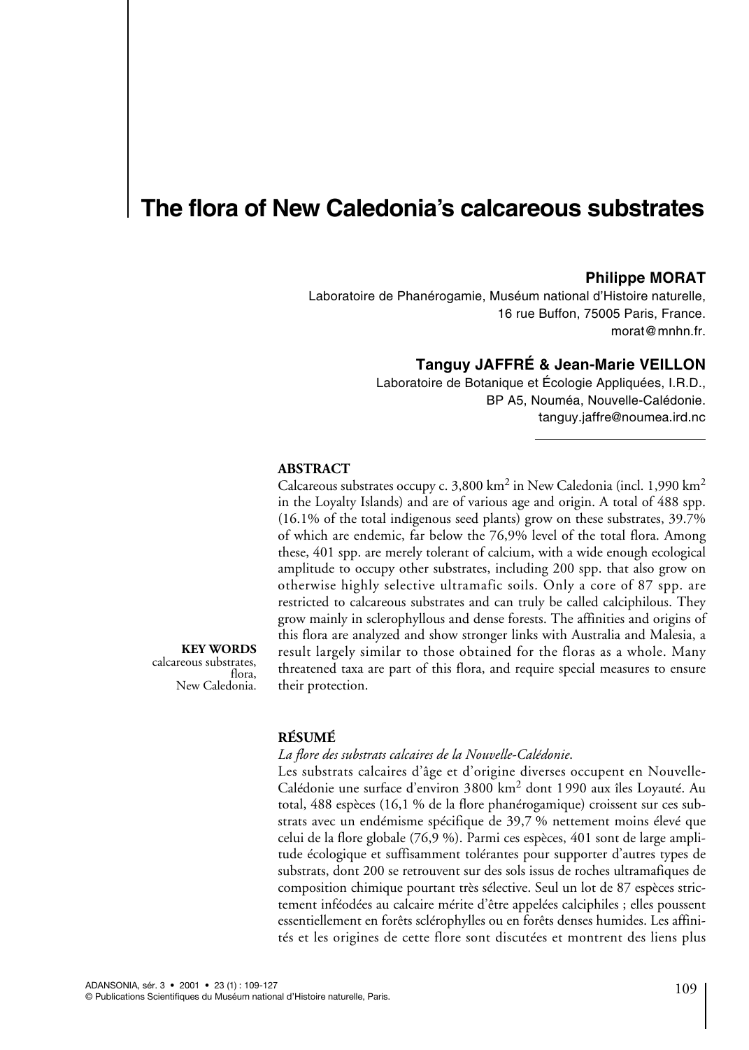# The flora of New Caledonia's calcareous substrates

**Philippe MORAT**

Laboratoire de Phanérogamie, Muséum national d'Histoire naturelle,
16 rue Buffon, 75005 Paris, France.
morat@mnhn.fr.

**Tanguy JAFFRÉ & Jean-Marie VEILLON**

Laboratoire de Botanique et Écologie Appliquées, I.R.D.,
BP A5, Nouméa, Nouvelle-Calédonie.
tanguy.jaffre@noumea.ird.nc

**ABSTRACT**

Calcareous substrates occupy c. 3,800 km$^2$ in New Caledonia (incl. 1,990 km$^2$ in the Loyalty Islands) and are of various age and origin. A total of 488 spp. (16.1% of the total indigenous seed plants) grow on these substrates, 39.7% of which are endemic, far below the 76,9% level of the total flora. Among these, 401 spp. are merely tolerant of calcium, with a wide enough ecological amplitude to occupy other substrates, including 200 spp. that also grow on otherwise highly selective ultramafic soils. Only a core of 87 spp. are restricted to calcareous substrates and can truly be called calciphilous. They grow mainly in sclerophyllous and dense forests. The affinities and origins of this flora are analyzed and show stronger links with Australia and Malesia, a result largely similar to those obtained for the floras as a whole. Many threatened taxa are part of this flora, and require special measures to ensure their protection.

**KEY WORDS**
calcareous substrates,
flora,
New Caledonia.

**RÉSUMÉ**

*La flore des substrats calcaires de la Nouvelle-Calédonie.*

Les substrats calcaires d'âge et d'origine diverses occupent en Nouvelle-Calédonie une surface d'environ 3800 km$^2$ dont 1990 aux îles Loyauté. Au total, 488 espèces (16,1 % de la flore phanérogamique) croissent sur ces substrats avec un endémisme spécifique de 39,7 % nettement moins élevé que celui de la flore globale (76,9 %). Parmi ces espèces, 401 sont de large amplitude écologique et suffisamment tolérantes pour supporter d'autres types de substrats, dont 200 se retrouvent sur des sols issus de roches ultramafiques de composition chimique pourtant très sélective. Seul un lot de 87 espèces strictement inféodées au calcaire mérite d'être appelées calciphiles ; elles poussent essentiellement en forêts sclérophylles ou en forêts denses humides. Les affinités et les origines de cette flore sont discutées et montrent des liens plus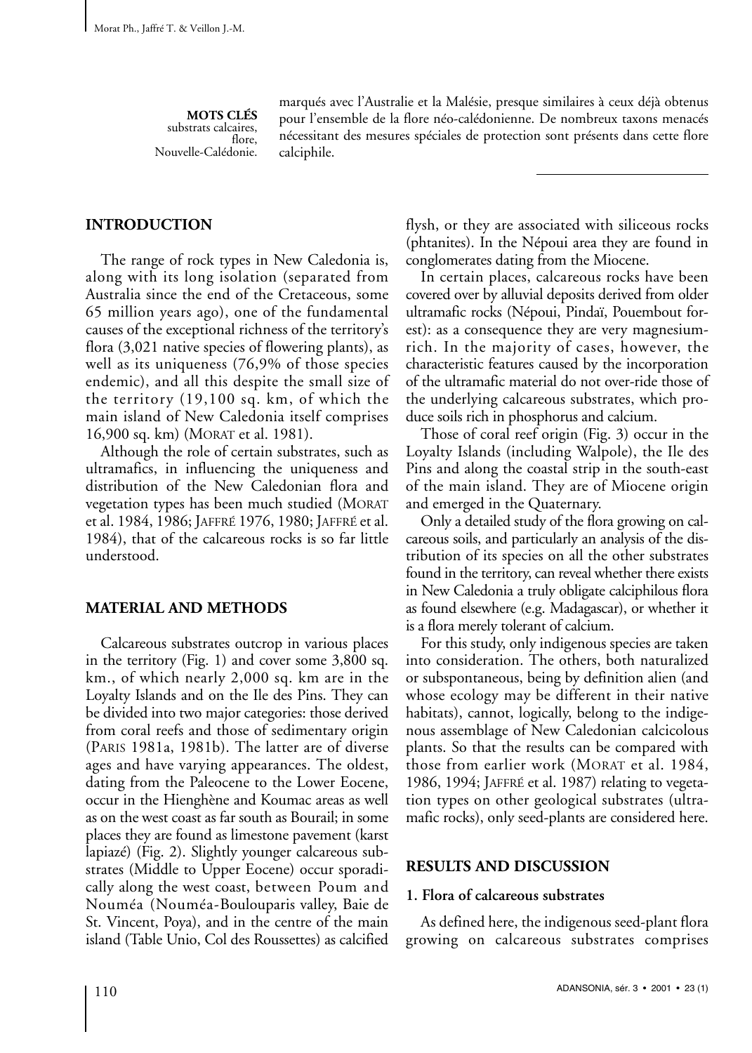**MOTS CLÉS**
substrats calcaires,
flore,
Nouvelle-Calédonie.

marqués avec l'Australie et la Malésie, presque similaires à ceux déjà obtenus pour l'ensemble de la flore néo-calédonienne. De nombreux taxons menacés nécessitant des mesures spéciales de protection sont présents dans cette flore calciphile.

## INTRODUCTION

The range of rock types in New Caledonia is, along with its long isolation (separated from Australia since the end of the Cretaceous, some 65 million years ago), one of the fundamental causes of the exceptional richness of the territory's flora (3,021 native species of flowering plants), as well as its uniqueness (76,9% of those species endemic), and all this despite the small size of the territory (19,100 sq. km, of which the main island of New Caledonia itself comprises 16,900 sq. km) (MORAT et al. 1981).

Although the role of certain substrates, such as ultramafics, in influencing the uniqueness and distribution of the New Caledonian flora and vegetation types has been much studied (MORAT et al. 1984, 1986; JAFFRÉ 1976, 1980; JAFFRÉ et al. 1984), that of the calcareous rocks is so far little understood.

## MATERIAL AND METHODS

Calcareous substrates outcrop in various places in the territory (Fig. 1) and cover some 3,800 sq. km., of which nearly 2,000 sq. km are in the Loyalty Islands and on the Ile des Pins. They can be divided into two major categories: those derived from coral reefs and those of sedimentary origin (PARIS 1981a, 1981b). The latter are of diverse ages and have varying appearances. The oldest, dating from the Paleocene to the Lower Eocene, occur in the Hienghène and Koumac areas as well as on the west coast as far south as Bourail; in some places they are found as limestone pavement (karst lapiazé) (Fig. 2). Slightly younger calcareous substrates (Middle to Upper Eocene) occur sporadically along the west coast, between Poum and Nouméa (Nouméa-Boulouparis valley, Baie de St. Vincent, Poya), and in the centre of the main island (Table Unio, Col des Roussettes) as calcified flysh, or they are associated with siliceous rocks (phtanites). In the Népoui area they are found in conglomerates dating from the Miocene.

In certain places, calcareous rocks have been covered over by alluvial deposits derived from older ultramafic rocks (Népoui, Pindaï, Pouembout forest): as a consequence they are very magnesium-rich. In the majority of cases, however, the characteristic features caused by the incorporation of the ultramafic material do not over-ride those of the underlying calcareous substrates, which produce soils rich in phosphorus and calcium.

Those of coral reef origin (Fig. 3) occur in the Loyalty Islands (including Walpole), the Ile des Pins and along the coastal strip in the south-east of the main island. They are of Miocene origin and emerged in the Quaternary.

Only a detailed study of the flora growing on calcareous soils, and particularly an analysis of the distribution of its species on all the other substrates found in the territory, can reveal whether there exists in New Caledonia a truly obligate calciphilous flora as found elsewhere (e.g. Madagascar), or whether it is a flora merely tolerant of calcium.

For this study, only indigenous species are taken into consideration. The others, both naturalized or subspontaneous, being by definition alien (and whose ecology may be different in their native habitats), cannot, logically, belong to the indigenous assemblage of New Caledonian calcicolous plants. So that the results can be compared with those from earlier work (MORAT et al. 1984, 1986, 1994; JAFFRÉ et al. 1987) relating to vegetation types on other geological substrates (ultramafic rocks), only seed-plants are considered here.

## RESULTS AND DISCUSSION

### 1. Flora of calcareous substrates

As defined here, the indigenous seed-plant flora growing on calcareous substrates comprises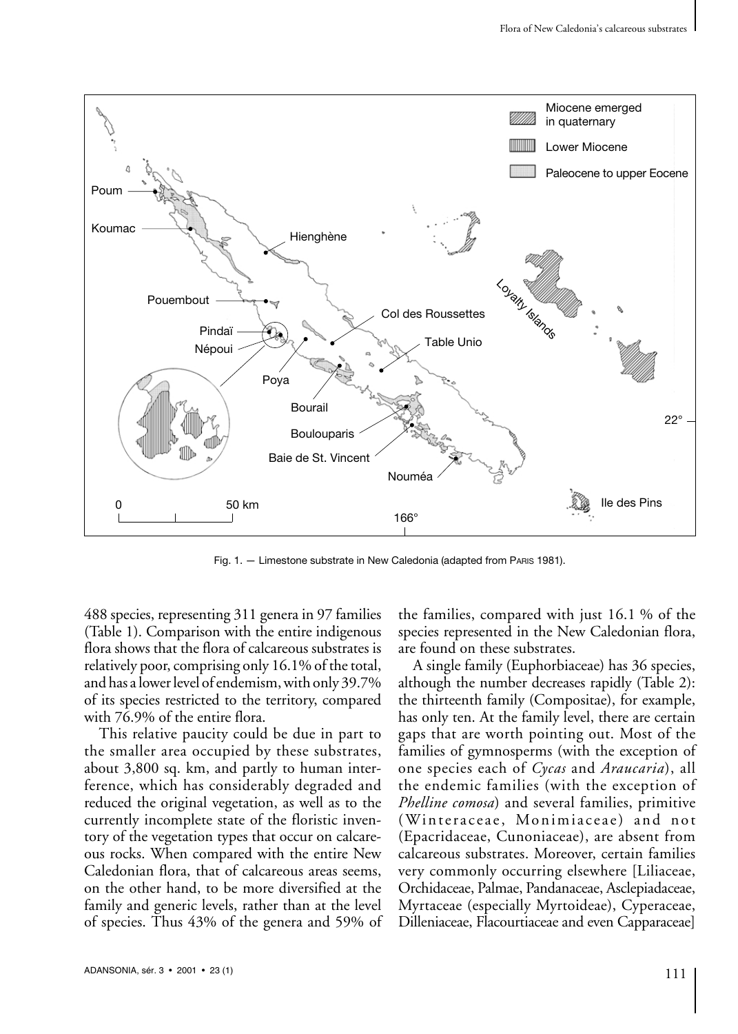Fig. 1. — Limestone substrate in New Caledonia (adapted from PARIS 1981).

488 species, representing 311 genera in 97 families (Table 1). Comparison with the entire indigenous flora shows that the flora of calcareous substrates is relatively poor, comprising only 16.1% of the total, and has a lower level of endemism, with only 39.7% of its species restricted to the territory, compared with 76.9% of the entire flora.

This relative paucity could be due in part to the smaller area occupied by these substrates, about 3,800 sq. km, and partly to human interference, which has considerably degraded and reduced the original vegetation, as well as to the currently incomplete state of the floristic inventory of the vegetation types that occur on calcareous rocks. When compared with the entire New Caledonian flora, that of calcareous areas seems, on the other hand, to be more diversified at the family and generic levels, rather than at the level of species. Thus 43% of the genera and 59% of the families, compared with just 16.1 % of the species represented in the New Caledonian flora, are found on these substrates.

A single family (Euphorbiaceae) has 36 species, although the number decreases rapidly (Table 2): the thirteenth family (Compositae), for example, has only ten. At the family level, there are certain gaps that are worth pointing out. Most of the families of gymnosperms (with the exception of one species each of *Cycas* and *Araucaria*), all the endemic families (with the exception of *Phelline comosa*) and several families, primitive (Winteraceae, Monimiaceae) and not (Epacridaceae, Cunoniaceae), are absent from calcareous substrates. Moreover, certain families very commonly occurring elsewhere [Liliaceae, Orchidaceae, Palmae, Pandanaceae, Asclepiadaceae, Myrtaceae (especially Myrtoideae), Cyperaceae, Dilleniaceae, Flacourtiaceae and even Capparaceae]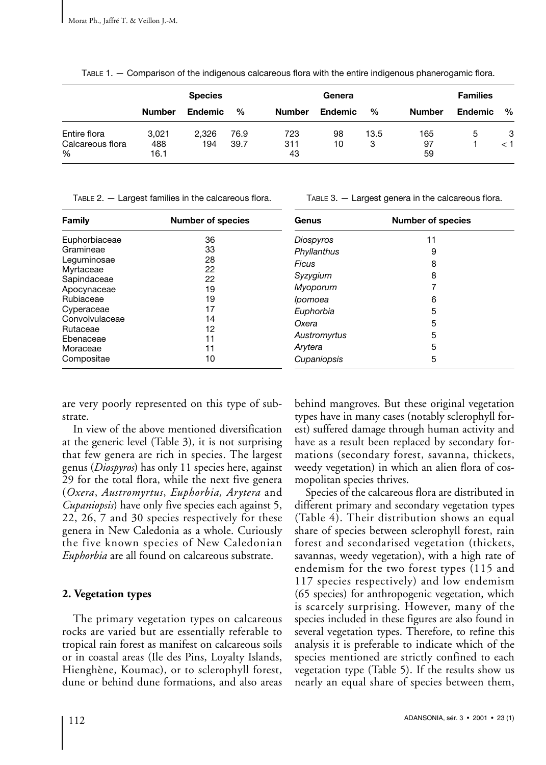TABLE 1. — Comparison of the indigenous calcareous flora with the entire indigenous phanerogamic flora.

| | Species | | | Genera | | | Families | | |
|---|---|---|---|---|---|---|---|---|---|
| | Number | Endemic | % | Number | Endemic | % | Number | Endemic | % |
| Entire flora | 3,021 | 2,326 | 76.9 | 723 | 98 | 13.5 | 165 | 5 | 3 |
| Calcareous flora | 488 | 194 | 39.7 | 311 | 10 | 3 | 97 | 1 | < 1 |
| % | 16.1 | | | 43 | | | 59 | | |

TABLE 2. — Largest families in the calcareous flora.

| Family | Number of species |
|---|---|
| Euphorbiaceae | 36 |
| Gramineae | 33 |
| Leguminosae | 28 |
| Myrtaceae | 22 |
| Sapindaceae | 22 |
| Apocynaceae | 19 |
| Rubiaceae | 19 |
| Cyperaceae | 17 |
| Convolvulaceae | 14 |
| Rutaceae | 12 |
| Ebenaceae | 11 |
| Moraceae | 11 |
| Compositae | 10 |

TABLE 3. — Largest genera in the calcareous flora.

| Genus | Number of species |
|---|---|
| *Diospyros* | 11 |
| *Phyllanthus* | 9 |
| *Ficus* | 8 |
| *Syzygium* | 8 |
| *Myoporum* | 7 |
| *Ipomoea* | 6 |
| *Euphorbia* | 5 |
| *Oxera* | 5 |
| *Austromyrtus* | 5 |
| *Arytera* | 5 |
| *Cupaniopsis* | 5 |

are very poorly represented on this type of substrate.

In view of the above mentioned diversification at the generic level (Table 3), it is not surprising that few genera are rich in species. The largest genus (*Diospyros*) has only 11 species here, against 29 for the total flora, while the next five genera (*Oxera*, *Austromyrtus*, *Euphorbia, Arytera* and *Cupaniopsis*) have only five species each against 5, 22, 26, 7 and 30 species respectively for these genera in New Caledonia as a whole. Curiously the five known species of New Caledonian *Euphorbia* are all found on calcareous substrate.

## 2. Vegetation types

The primary vegetation types on calcareous rocks are varied but are essentially referable to tropical rain forest as manifest on calcareous soils or in coastal areas (Ile des Pins, Loyalty Islands, Hienghène, Koumac), or to sclerophyll forest, dune or behind dune formations, and also areas behind mangroves. But these original vegetation types have in many cases (notably sclerophyll forest) suffered damage through human activity and have as a result been replaced by secondary formations (secondary forest, savanna, thickets, weedy vegetation) in which an alien flora of cosmopolitan species thrives.

Species of the calcareous flora are distributed in different primary and secondary vegetation types (Table 4). Their distribution shows an equal share of species between sclerophyll forest, rain forest and secondarised vegetation (thickets, savannas, weedy vegetation), with a high rate of endemism for the two forest types (115 and 117 species respectively) and low endemism (65 species) for anthropogenic vegetation, which is scarcely surprising. However, many of the species included in these figures are also found in several vegetation types. Therefore, to refine this analysis it is preferable to indicate which of the species mentioned are strictly confined to each vegetation type (Table 5). If the results show us nearly an equal share of species between them,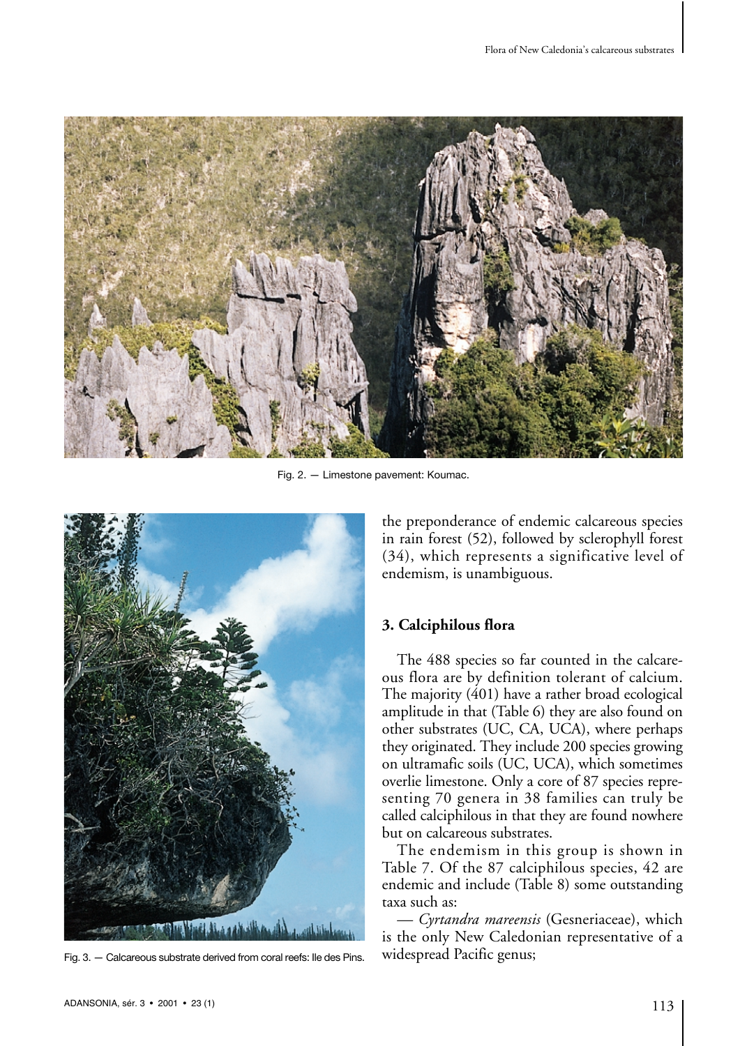Fig. 2. — Limestone pavement: Koumac.

Fig. 3. — Calcareous substrate derived from coral reefs: Ile des Pins.

the preponderance of endemic calcareous species in rain forest (52), followed by sclerophyll forest (34), which represents a significative level of endemism, is unambiguous.

### 3. Calciphilous flora

The 488 species so far counted in the calcareous flora are by definition tolerant of calcium. The majority (401) have a rather broad ecological amplitude in that (Table 6) they are also found on other substrates (UC, CA, UCA), where perhaps they originated. They include 200 species growing on ultramafic soils (UC, UCA), which sometimes overlie limestone. Only a core of 87 species representing 70 genera in 38 families can truly be called calciphilous in that they are found nowhere but on calcareous substrates.

The endemism in this group is shown in Table 7. Of the 87 calciphilous species, 42 are endemic and include (Table 8) some outstanding taxa such as:

— *Cyrtandra mareensis* (Gesneriaceae), which is the only New Caledonian representative of a widespread Pacific genus;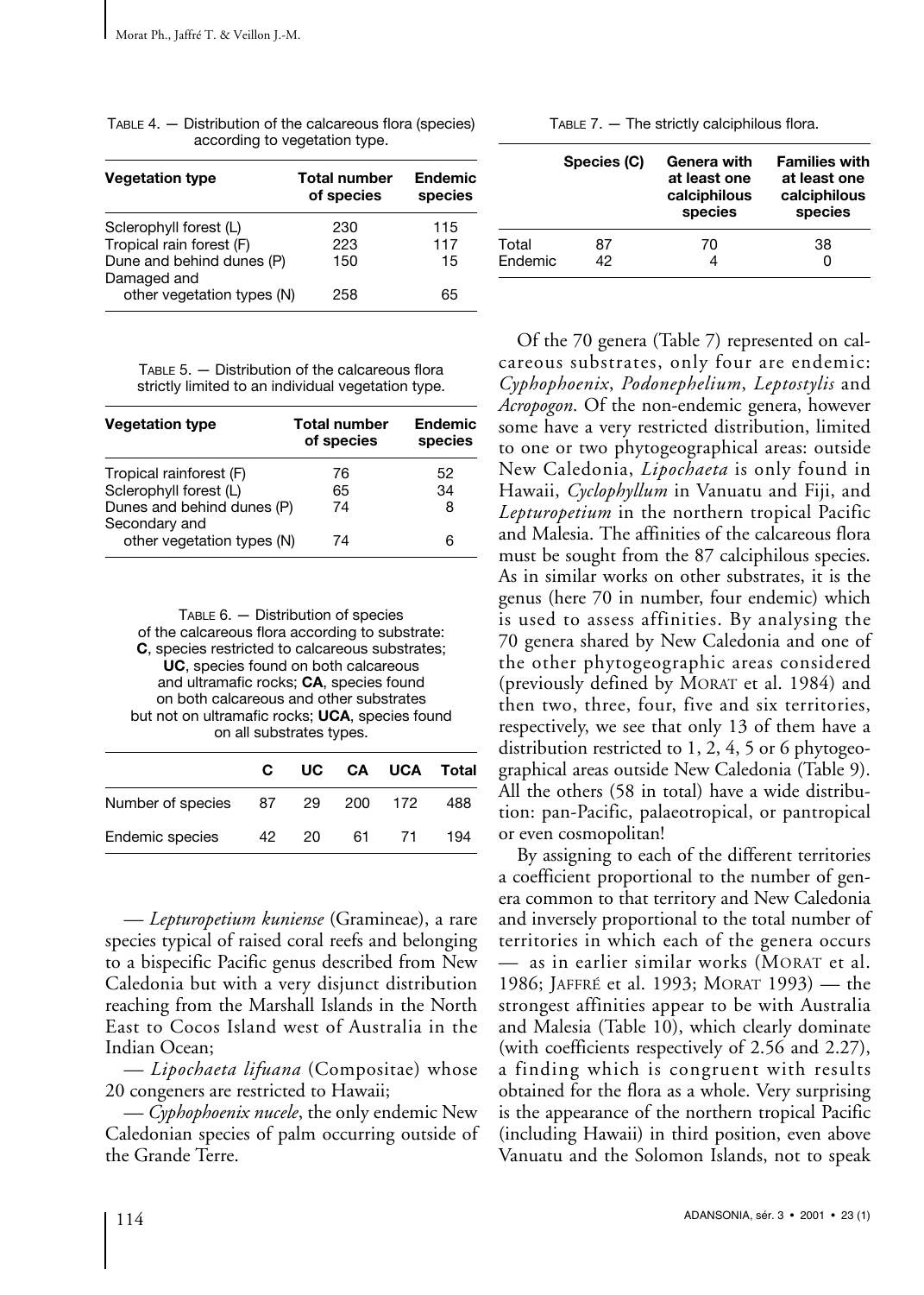TABLE 4. — Distribution of the calcareous flora (species) according to vegetation type.

| Vegetation type | Total number of species | Endemic species |
|---|---|---|
| Sclerophyll forest (L) | 230 | 115 |
| Tropical rain forest (F) | 223 | 117 |
| Dune and behind dunes (P) | 150 | 15 |
| Damaged and other vegetation types (N) | 258 | 65 |

TABLE 5. — Distribution of the calcareous flora strictly limited to an individual vegetation type.

| Vegetation type | Total number of species | Endemic species |
|---|---|---|
| Tropical rainforest (F) | 76 | 52 |
| Sclerophyll forest (L) | 65 | 34 |
| Dunes and behind dunes (P) | 74 | 8 |
| Secondary and other vegetation types (N) | 74 | 6 |

TABLE 6. — Distribution of species of the calcareous flora according to substrate: **C**, species restricted to calcareous substrates; **UC**, species found on both calcareous and ultramafic rocks; **CA**, species found on both calcareous and other substrates but not on ultramafic rocks; **UCA**, species found on all substrates types.

| | C | UC | CA | UCA | Total |
|---|---|---|---|---|---|
| Number of species | 87 | 29 | 200 | 172 | 488 |
| Endemic species | 42 | 20 | 61 | 71 | 194 |

— *Lepturopetium kuniense* (Gramineae), a rare species typical of raised coral reefs and belonging to a bispecific Pacific genus described from New Caledonia but with a very disjunct distribution reaching from the Marshall Islands in the North East to Cocos Island west of Australia in the Indian Ocean;

— *Lipochaeta lifuana* (Compositae) whose 20 congeners are restricted to Hawaii;

— *Cyphophoenix nucele*, the only endemic New Caledonian species of palm occurring outside of the Grande Terre.

TABLE 7. — The strictly calciphilous flora.

| | Species (C) | Genera with at least one calciphilous species | Families with at least one calciphilous species |
|---|---|---|---|
| Total | 87 | 70 | 38 |
| Endemic | 42 | 4 | 0 |

Of the 70 genera (Table 7) represented on calcareous substrates, only four are endemic: *Cyphophoenix*, *Podonephelium*, *Leptostylis* and *Acropogon*. Of the non-endemic genera, however some have a very restricted distribution, limited to one or two phytogeographical areas: outside New Caledonia, *Lipochaeta* is only found in Hawaii, *Cyclophyllum* in Vanuatu and Fiji, and *Lepturopetium* in the northern tropical Pacific and Malesia. The affinities of the calcareous flora must be sought from the 87 calciphilous species. As in similar works on other substrates, it is the genus (here 70 in number, four endemic) which is used to assess affinities. By analysing the 70 genera shared by New Caledonia and one of the other phytogeographic areas considered (previously defined by MORAT et al. 1984) and then two, three, four, five and six territories, respectively, we see that only 13 of them have a distribution restricted to 1, 2, 4, 5 or 6 phytogeographical areas outside New Caledonia (Table 9). All the others (58 in total) have a wide distribution: pan-Pacific, palaeotropical, or pantropical or even cosmopolitan!

By assigning to each of the different territories a coefficient proportional to the number of genera common to that territory and New Caledonia and inversely proportional to the total number of territories in which each of the genera occurs — as in earlier similar works (MORAT et al. 1986; JAFFRÉ et al. 1993; MORAT 1993) — the strongest affinities appear to be with Australia and Malesia (Table 10), which clearly dominate (with coefficients respectively of 2.56 and 2.27), a finding which is congruent with results obtained for the flora as a whole. Very surprising is the appearance of the northern tropical Pacific (including Hawaii) in third position, even above Vanuatu and the Solomon Islands, not to speak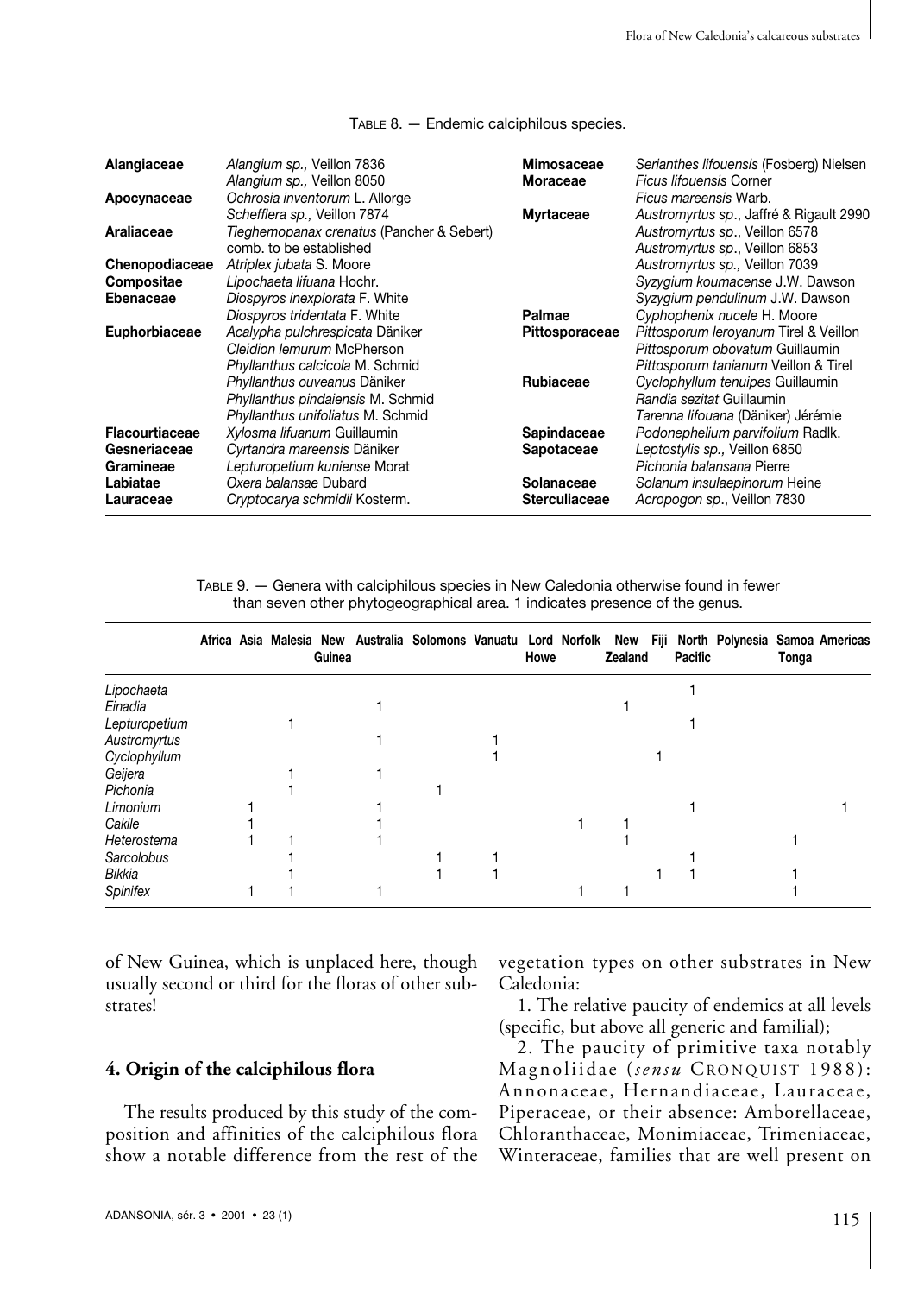TABLE 8. — Endemic calciphilous species.

| | | | |
|---|---|---|---|
| **Alangiaceae** | *Alangium sp.,* Veillon 7836 | **Mimosaceae** | *Serianthes lifouensis* (Fosberg) Nielsen |
| | *Alangium sp.,* Veillon 8050 | **Moraceae** | *Ficus lifouensis* Corner |
| **Apocynaceae** | *Ochrosia inventorum* L. Allorge | | *Ficus mareensis* Warb. |
| | *Schefflera sp.,* Veillon 7874 | **Myrtaceae** | *Austromyrtus sp*., Jaffré & Rigault 2990 |
| **Araliaceae** | *Tieghemopanax crenatus* (Pancher & Sebert) comb. to be established | | *Austromyrtus sp*., Veillon 6578 |
| | | | *Austromyrtus sp*., Veillon 6853 |
| **Chenopodiaceae** | *Atriplex jubata* S. Moore | | *Austromyrtus sp.,* Veillon 7039 |
| **Compositae** | *Lipochaeta lifuana* Hochr. | | *Syzygium koumacense* J.W. Dawson |
| **Ebenaceae** | *Diospyros inexplorata* F. White | | *Syzygium pendulinum* J.W. Dawson |
| | *Diospyros tridentata* F. White | **Palmae** | *Cyphophenix nucele* H. Moore |
| **Euphorbiaceae** | *Acalypha pulchrespicata* Däniker | **Pittosporaceae** | *Pittosporum leroyanum* Tirel & Veillon |
| | *Cleidion lemurum* McPherson | | *Pittosporum obovatum* Guillaumin |
| | *Phyllanthus calcicola* M. Schmid | | *Pittosporum tanianum* Veillon & Tirel |
| | *Phyllanthus ouveanus* Däniker | **Rubiaceae** | *Cyclophyllum tenuipes* Guillaumin |
| | *Phyllanthus pindaiensis* M. Schmid | | *Randia sezitat* Guillaumin |
| | *Phyllanthus unifoliatus* M. Schmid | | *Tarenna lifouana* (Däniker) Jérémie |
| **Flacourtiaceae** | *Xylosma lifuanum* Guillaumin | **Sapindaceae** | *Podonephelium parvifolium* Radlk. |
| **Gesneriaceae** | *Cyrtandra mareensis* Däniker | **Sapotaceae** | *Leptostylis sp.,* Veillon 6850 |
| **Gramineae** | *Lepturopetium kuniense* Morat | | *Pichonia balansana* Pierre |
| **Labiatae** | *Oxera balansae* Dubard | **Solanaceae** | *Solanum insulaepinorum* Heine |
| **Lauraceae** | *Cryptocarya schmidii* Kosterm. | **Sterculiaceae** | *Acropogon sp*., Veillon 7830 |

TABLE 9. — Genera with calciphilous species in New Caledonia otherwise found in fewer than seven other phytogeographical area. 1 indicates presence of the genus.

| | Africa | Asia | Malesia | New Guinea | Australia | Solomons | Vanuatu | Lord Howe | Norfolk | New Zealand | Fiji | North Pacific | Polynesia | Samoa Tonga | Americas |
|---|---|---|---|---|---|---|---|---|---|---|---|---|---|---|---|
| *Lipochaeta* | | | | | | | | | | | | 1 | | | |
| *Einadia* | | | | | 1 | | | | | 1 | | | | | |
| *Lepturopetium* | | | 1 | | | | | | | | | 1 | | | |
| *Austromyrtus* | | | | | 1 | | 1 | | | | | | | | |
| *Cyclophyllum* | | | | | | | 1 | | | | 1 | | | | |
| *Geijera* | | | 1 | | 1 | | | | | | | | | | |
| *Pichonia* | | | 1 | | | 1 | | | | | | | | | |
| *Limonium* | 1 | | | | 1 | | | | | | | 1 | | | 1 |
| *Cakile* | 1 | | | | 1 | | | | 1 | 1 | | | | | |
| *Heterostema* | 1 | | 1 | | 1 | | | | | 1 | | | | 1 | |
| *Sarcolobus* | | | 1 | | | 1 | 1 | | | | | 1 | | | |
| *Bikkia* | | | 1 | | | 1 | 1 | | | | 1 | 1 | | 1 | |
| *Spinifex* | 1 | | 1 | | 1 | | | | 1 | 1 | | | | 1 | |

of New Guinea, which is unplaced here, though usually second or third for the floras of other substrates!

## 4. Origin of the calciphilous flora

The results produced by this study of the composition and affinities of the calciphilous flora show a notable difference from the rest of the vegetation types on other substrates in New Caledonia:

1. The relative paucity of endemics at all levels (specific, but above all generic and familial);

2. The paucity of primitive taxa notably Magnoliidae (*sensu* CRONQUIST 1988): Annonaceae, Hernandiaceae, Lauraceae, Piperaceae, or their absence: Amborellaceae, Chloranthaceae, Monimiaceae, Trimeniaceae, Winteraceae, families that are well present on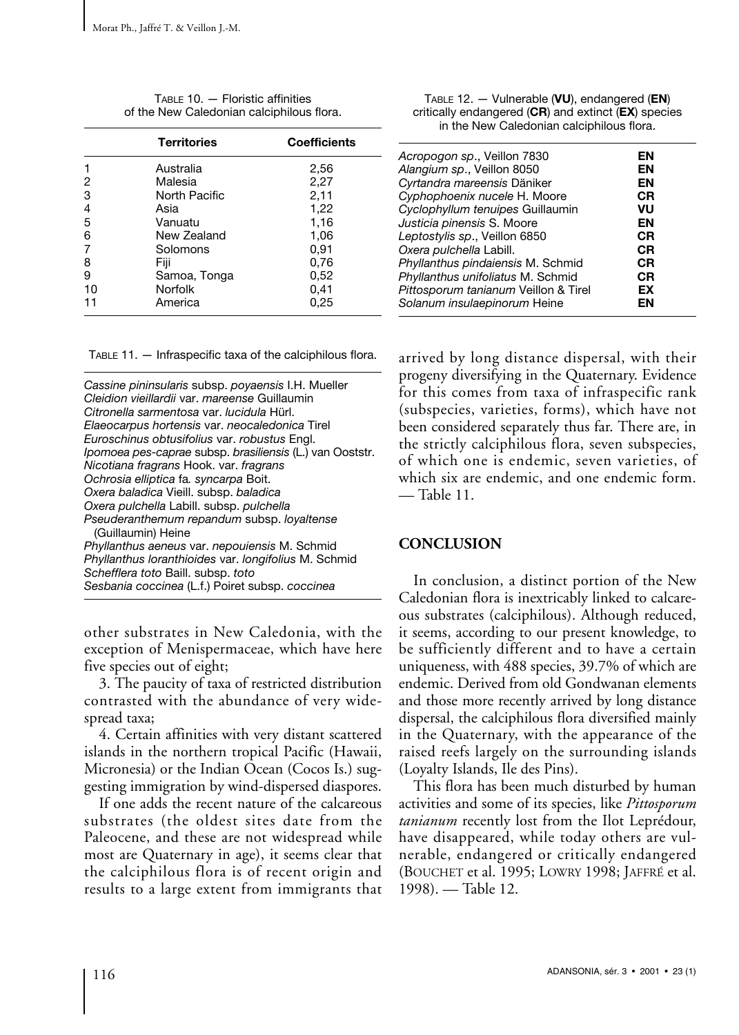TABLE 10. — Floristic affinities of the New Caledonian calciphilous flora.

| | Territories | Coefficients |
|---|---|---|
| 1 | Australia | 2,56 |
| 2 | Malesia | 2,27 |
| 3 | North Pacific | 2,11 |
| 4 | Asia | 1,22 |
| 5 | Vanuatu | 1,16 |
| 6 | New Zealand | 1,06 |
| 7 | Solomons | 0,91 |
| 8 | Fiji | 0,76 |
| 9 | Samoa, Tonga | 0,52 |
| 10 | Norfolk | 0,41 |
| 11 | America | 0,25 |

TABLE 11. — Infraspecific taxa of the calciphilous flora.

*Cassine pininsularis* subsp. *poyaensis* I.H. Mueller
*Cleidion vieillardii* var. *mareense* Guillaumin
*Citronella sarmentosa* var. *lucidula* Hürl.
*Elaeocarpus hortensis* var. *neocaledonica* Tirel
*Euroschinus obtusifolius* var. *robustus* Engl.
*Ipomoea pes-caprae* subsp. *brasiliensis* (L.) van Ooststr.
*Nicotiana fragrans* Hook. var. *fragrans*
*Ochrosia elliptica* fa*. syncarpa* Boit.
*Oxera baladica* Vieill. subsp. *baladica*
*Oxera pulchella* Labill. subsp. *pulchella*
*Pseuderanthemum repandum* subsp. *loyaltense* (Guillaumin) Heine
*Phyllanthus aeneus* var. *nepouiensis* M. Schmid
*Phyllanthus loranthioides* var. *longifolius* M. Schmid
*Schefflera toto* Baill. subsp. *toto*
*Sesbania coccinea* (L.f.) Poiret subsp. *coccinea*

other substrates in New Caledonia, with the exception of Menispermaceae, which have here five species out of eight;

3. The paucity of taxa of restricted distribution contrasted with the abundance of very widespread taxa;

4. Certain affinities with very distant scattered islands in the northern tropical Pacific (Hawaii, Micronesia) or the Indian Ocean (Cocos Is.) suggesting immigration by wind-dispersed diaspores.

If one adds the recent nature of the calcareous substrates (the oldest sites date from the Paleocene, and these are not widespread while most are Quaternary in age), it seems clear that the calciphilous flora is of recent origin and results to a large extent from immigrants that

TABLE 12. — Vulnerable (**VU**), endangered (**EN**) critically endangered (**CR**) and extinct (**EX**) species in the New Caledonian calciphilous flora.

| | |
|---|---|
| *Acropogon sp*., Veillon 7830 | **EN** |
| *Alangium sp*., Veillon 8050 | **EN** |
| *Cyrtandra mareensis* Däniker | **EN** |
| *Cyphophoenix nucele* H. Moore | **CR** |
| *Cyclophyllum tenuipes* Guillaumin | **VU** |
| *Justicia pinensis* S. Moore | **EN** |
| *Leptostylis sp*., Veillon 6850 | **CR** |
| *Oxera pulchella* Labill. | **CR** |
| *Phyllanthus pindaiensis* M. Schmid | **CR** |
| *Phyllanthus unifoliatus* M. Schmid | **CR** |
| *Pittosporum tanianum* Veillon & Tirel | **EX** |
| *Solanum insulaepinorum* Heine | **EN** |

arrived by long distance dispersal, with their progeny diversifying in the Quaternary. Evidence for this comes from taxa of infraspecific rank (subspecies, varieties, forms), which have not been considered separately thus far. There are, in the strictly calciphilous flora, seven subspecies, of which one is endemic, seven varieties, of which six are endemic, and one endemic form. — Table 11.

## CONCLUSION

In conclusion, a distinct portion of the New Caledonian flora is inextricably linked to calcareous substrates (calciphilous). Although reduced, it seems, according to our present knowledge, to be sufficiently different and to have a certain uniqueness, with 488 species, 39.7% of which are endemic. Derived from old Gondwanan elements and those more recently arrived by long distance dispersal, the calciphilous flora diversified mainly in the Quaternary, with the appearance of the raised reefs largely on the surrounding islands (Loyalty Islands, Ile des Pins).

This flora has been much disturbed by human activities and some of its species, like *Pittosporum tanianum* recently lost from the Ilot Leprédour, have disappeared, while today others are vulnerable, endangered or critically endangered (BOUCHET et al. 1995; LOWRY 1998; JAFFRÉ et al. 1998). — Table 12.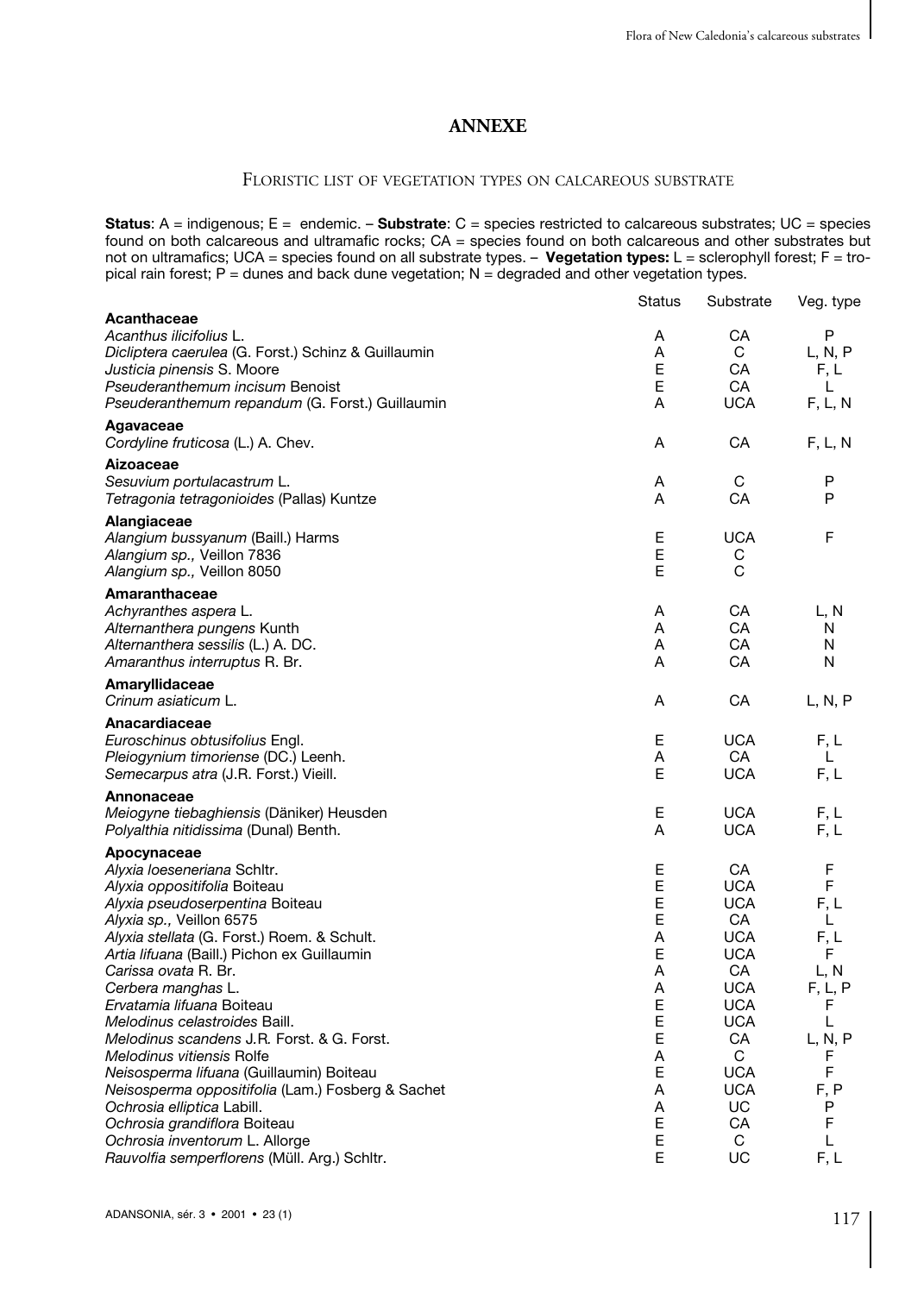# ANNEXE

## Floristic list of vegetation types on calcareous substrate

**Status**: A = indigenous; E = endemic. – **Substrate**: C = species restricted to calcareous substrates; UC = species found on both calcareous and ultramafic rocks; CA = species found on both calcareous and other substrates but not on ultramafics; UCA = species found on all substrate types. – **Vegetation types:** L = sclerophyll forest; F = tropical rain forest; P = dunes and back dune vegetation; N = degraded and other vegetation types.

| | Status | Substrate | Veg. type |
|---|---|---|---|
| **Acanthaceae** | | | |
| *Acanthus ilicifolius* L. | A | CA | P |
| *Dicliptera caerulea* (G. Forst.) Schinz & Guillaumin | A | C | L, N, P |
| *Justicia pinensis* S. Moore | E | CA | F, L |
| *Pseuderanthemum incisum* Benoist | E | CA | L |
| *Pseuderanthemum repandum* (G. Forst.) Guillaumin | A | UCA | F, L, N |
| **Agavaceae** | | | |
| *Cordyline fruticosa* (L.) A. Chev. | A | CA | F, L, N |
| **Aizoaceae** | | | |
| *Sesuvium portulacastrum* L. | A | C | P |
| *Tetragonia tetragonioides* (Pallas) Kuntze | A | CA | P |
| **Alangiaceae** | | | |
| *Alangium bussyanum* (Baill.) Harms | E | UCA | F |
| *Alangium sp.,* Veillon 7836 | E | C | |
| *Alangium sp.,* Veillon 8050 | E | C | |
| **Amaranthaceae** | | | |
| *Achyranthes aspera* L. | A | CA | L, N |
| *Alternanthera pungens* Kunth | A | CA | N |
| *Alternanthera sessilis* (L.) A. DC. | A | CA | N |
| *Amaranthus interruptus* R. Br. | A | CA | N |
| **Amaryllidaceae** | | | |
| *Crinum asiaticum* L. | A | CA | L, N, P |
| **Anacardiaceae** | | | |
| *Euroschinus obtusifolius* Engl. | E | UCA | F, L |
| *Pleiogynium timoriense* (DC.) Leenh. | A | CA | L |
| *Semecarpus atra* (J.R. Forst.) Vieill. | E | UCA | F, L |
| **Annonaceae** | | | |
| *Meiogyne tiebaghiensis* (Däniker) Heusden | E | UCA | F, L |
| *Polyalthia nitidissima* (Dunal) Benth. | A | UCA | F, L |
| **Apocynaceae** | | | |
| *Alyxia loeseneriana* Schltr. | E | CA | F |
| *Alyxia oppositifolia* Boiteau | E | UCA | F |
| *Alyxia pseudoserpentina* Boiteau | E | UCA | F, L |
| *Alyxia sp.,* Veillon 6575 | E | CA | L |
| *Alyxia stellata* (G. Forst.) Roem. & Schult. | A | UCA | F, L |
| *Artia lifuana* (Baill.) Pichon ex Guillaumin | E | UCA | F |
| *Carissa ovata* R. Br. | A | CA | L, N |
| *Cerbera manghas* L. | A | UCA | F, L, P |
| *Ervatamia lifuana* Boiteau | E | UCA | F |
| *Melodinus celastroides* Baill. | E | UCA | L |
| *Melodinus scandens* J.R. Forst. & G. Forst. | E | CA | L, N, P |
| *Melodinus vitiensis* Rolfe | A | C | F |
| *Neisosperma lifuana* (Guillaumin) Boiteau | E | UCA | F |
| *Neisosperma oppositifolia* (Lam.) Fosberg & Sachet | A | UCA | F, P |
| *Ochrosia elliptica* Labill. | A | UC | P |
| *Ochrosia grandiflora* Boiteau | E | CA | F |
| *Ochrosia inventorum* L. Allorge | E | C | L |
| *Rauvolfia semperflorens* (Müll. Arg.) Schltr. | E | UC | F, L |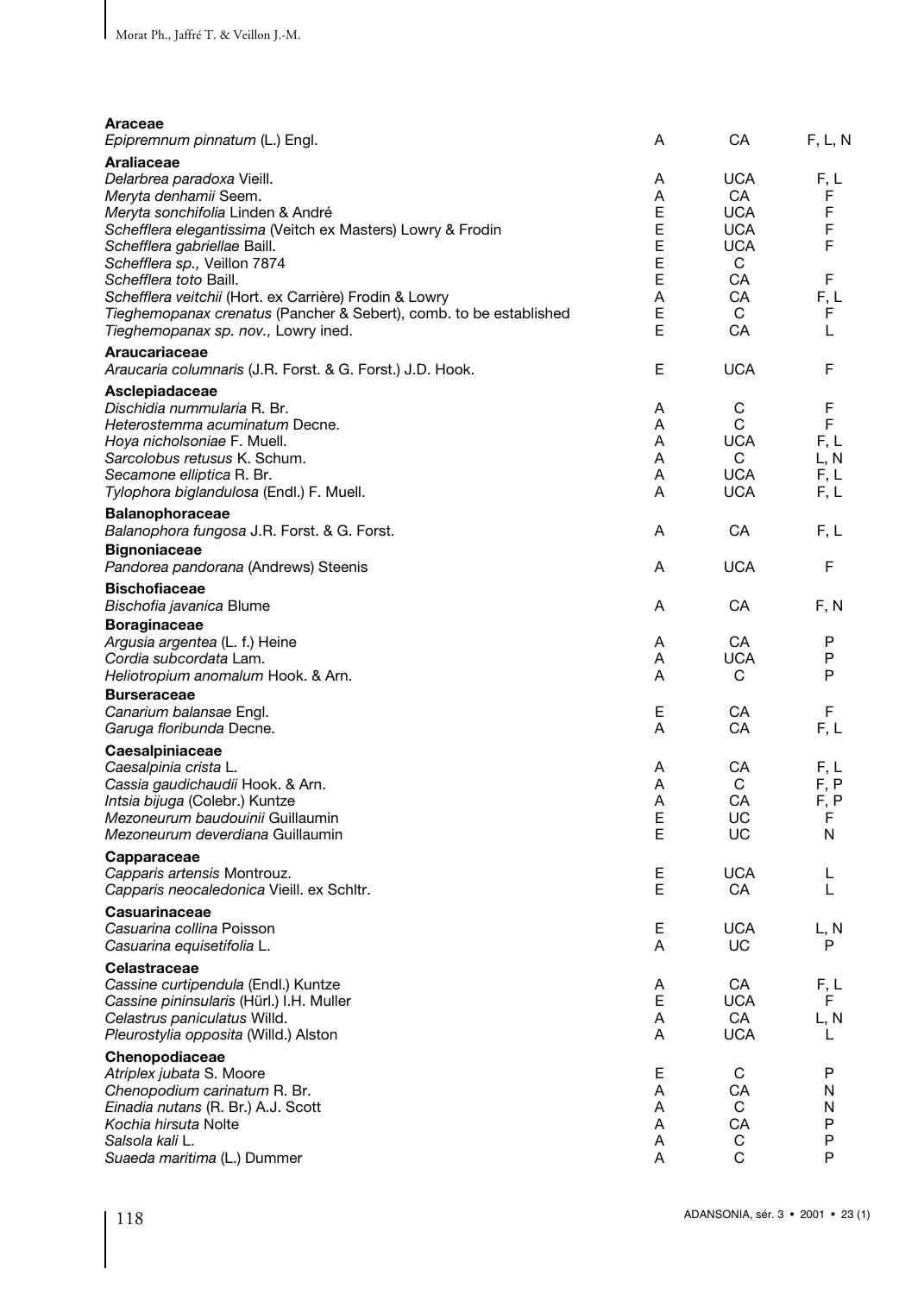| | | | |
|---|---|---|---|
| **Araceae** | | | |
| *Epipremnum pinnatum* (L.) Engl. | A | CA | F, L, N |
| **Araliaceae** | | | |
| *Delarbrea paradoxa* Vieill. | A | UCA | F, L |
| *Meryta denhamii* Seem. | A | CA | F |
| *Meryta sonchifolia* Linden & André | E | UCA | F |
| *Schefflera elegantissima* (Veitch ex Masters) Lowry & Frodin | E | UCA | F |
| *Schefflera gabriellae* Baill. | E | UCA | F |
| *Schefflera sp.,* Veillon 7874 | E | C | |
| *Schefflera toto* Baill. | E | CA | F |
| *Schefflera veitchii* (Hort. ex Carrière) Frodin & Lowry | A | CA | F, L |
| *Tieghemopanax crenatus* (Pancher & Sebert), comb. to be established | E | C | F |
| *Tieghemopanax sp. nov.,* Lowry ined. | E | CA | L |
| **Araucariaceae** | | | |
| *Araucaria columnaris* (J.R. Forst. & G. Forst.) J.D. Hook. | E | UCA | F |
| **Asclepiadaceae** | | | |
| *Dischidia nummularia* R. Br. | A | C | F |
| *Heterostemma acuminatum* Decne. | A | C | F |
| *Hoya nicholsoniae* F. Muell. | A | UCA | F, L |
| *Sarcolobus retusus* K. Schum. | A | C | L, N |
| *Secamone elliptica* R. Br. | A | UCA | F, L |
| *Tylophora biglandulosa* (Endl.) F. Muell. | A | UCA | F, L |
| **Balanophoraceae** | | | |
| *Balanophora fungosa* J.R. Forst. & G. Forst. | A | CA | F, L |
| **Bignoniaceae** | | | |
| *Pandorea pandorana* (Andrews) Steenis | A | UCA | F |
| **Bischofiaceae** | | | |
| *Bischofia javanica* Blume | A | CA | F, N |
| **Boraginaceae** | | | |
| *Argusia argentea* (L. f.) Heine | A | CA | P |
| *Cordia subcordata* Lam. | A | UCA | P |
| *Heliotropium anomalum* Hook. & Arn. | A | C | P |
| **Burseraceae** | | | |
| *Canarium balansae* Engl. | E | CA | F |
| *Garuga floribunda* Decne. | A | CA | F, L |
| **Caesalpiniaceae** | | | |
| *Caesalpinia crista* L. | A | CA | F, L |
| *Cassia gaudichaudii* Hook. & Arn. | A | C | F, P |
| *Intsia bijuga* (Colebr.) Kuntze | A | CA | F, P |
| *Mezoneurum baudouinii* Guillaumin | E | UC | F |
| *Mezoneurum deverdiana* Guillaumin | E | UC | N |
| **Capparaceae** | | | |
| *Capparis artensis* Montrouz. | E | UCA | L |
| *Capparis neocaledonica* Vieill. ex Schltr. | E | CA | L |
| **Casuarinaceae** | | | |
| *Casuarina collina* Poisson | E | UCA | L, N |
| *Casuarina equisetifolia* L. | A | UC | P |
| **Celastraceae** | | | |
| *Cassine curtipendula* (Endl.) Kuntze | A | CA | F, L |
| *Cassine pininsularis* (Hürl.) I.H. Muller | E | UCA | F |
| *Celastrus paniculatus* Willd. | A | CA | L, N |
| *Pleurostylia opposita* (Willd.) Alston | A | UCA | L |
| **Chenopodiaceae** | | | |
| *Atriplex jubata* S. Moore | E | C | P |
| *Chenopodium carinatum* R. Br. | A | CA | N |
| *Einadia nutans* (R. Br.) A.J. Scott | A | C | N |
| *Kochia hirsuta* Nolte | A | CA | P |
| *Salsola kali* L. | A | C | P |
| *Suaeda maritima* (L.) Dummer | A | C | P |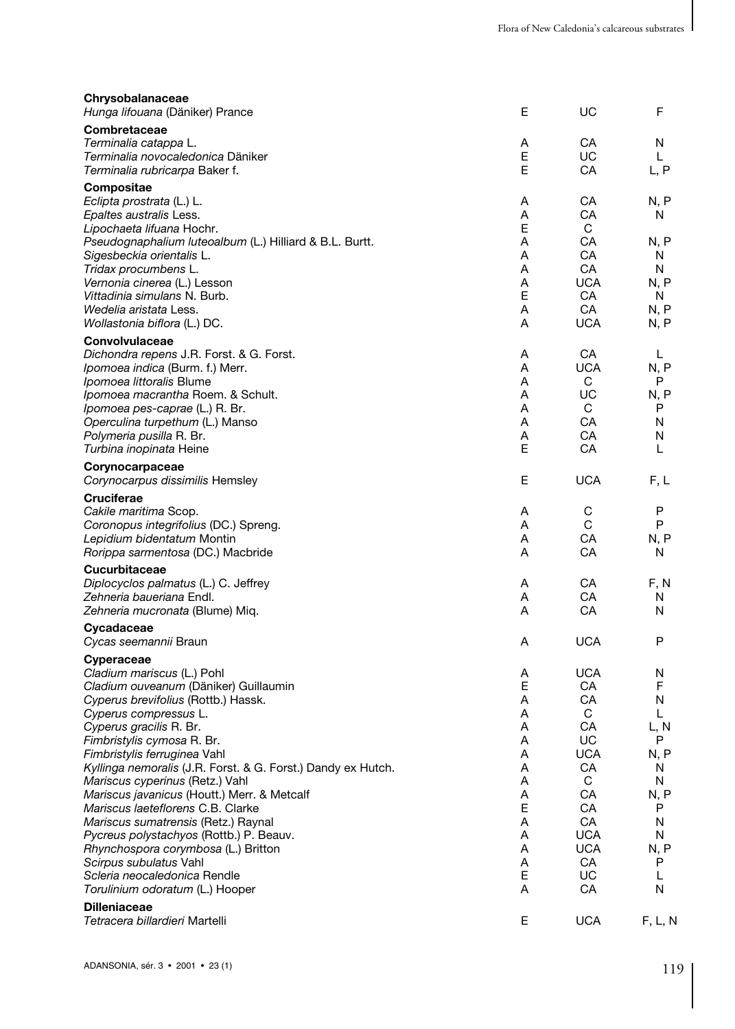| | | | |
|---|---|---|---|
| **Chrysobalanaceae** | | | |
| *Hunga lifouana* (Däniker) Prance | E | UC | F |
| **Combretaceae** | | | |
| *Terminalia catappa* L. | A | CA | N |
| *Terminalia novocaledonica* Däniker | E | UC | L |
| *Terminalia rubricarpa* Baker f. | E | CA | L, P |
| **Compositae** | | | |
| *Eclipta prostrata* (L.) L. | A | CA | N, P |
| *Epaltes australis* Less. | A | CA | N |
| *Lipochaeta lifuana* Hochr. | E | C | |
| *Pseudognaphalium luteoalbum* (L.) Hilliard & B.L. Burtt. | A | CA | N, P |
| *Sigesbeckia orientalis* L. | A | CA | N |
| *Tridax procumbens* L. | A | CA | N |
| *Vernonia cinerea* (L.) Lesson | A | UCA | N, P |
| *Vittadinia simulans* N. Burb. | E | CA | N |
| *Wedelia aristata* Less. | A | CA | N, P |
| *Wollastonia biflora* (L.) DC. | A | UCA | N, P |
| **Convolvulaceae** | | | |
| *Dichondra repens* J.R. Forst. & G. Forst. | A | CA | L |
| *Ipomoea indica* (Burm. f.) Merr. | A | UCA | N, P |
| *Ipomoea littoralis* Blume | A | C | P |
| *Ipomoea macrantha* Roem. & Schult. | A | UC | N, P |
| *Ipomoea pes-caprae* (L.) R. Br. | A | C | P |
| *Operculina turpethum* (L.) Manso | A | CA | N |
| *Polymeria pusilla* R. Br. | A | CA | N |
| *Turbina inopinata* Heine | E | CA | L |
| **Corynocarpaceae** | | | |
| *Corynocarpus dissimilis* Hemsley | E | UCA | F, L |
| **Cruciferae** | | | |
| *Cakile maritima* Scop. | A | C | P |
| *Coronopus integrifolius* (DC.) Spreng. | A | C | P |
| *Lepidium bidentatum* Montin | A | CA | N, P |
| *Rorippa sarmentosa* (DC.) Macbride | A | CA | N |
| **Cucurbitaceae** | | | |
| *Diplocyclos palmatus* (L.) C. Jeffrey | A | CA | F, N |
| *Zehneria baueriana* Endl. | A | CA | N |
| *Zehneria mucronata* (Blume) Miq. | A | CA | N |
| **Cycadaceae** | | | |
| *Cycas seemannii* Braun | A | UCA | P |
| **Cyperaceae** | | | |
| *Cladium mariscus* (L.) Pohl | A | UCA | N |
| *Cladium ouveanum* (Däniker) Guillaumin | E | CA | F |
| *Cyperus brevifolius* (Rottb.) Hassk. | A | CA | N |
| *Cyperus compressus* L. | A | C | L |
| *Cyperus gracilis* R. Br. | A | CA | L, N |
| *Fimbristylis cymosa* R. Br. | A | UC | P |
| *Fimbristylis ferruginea* Vahl | A | UCA | N, P |
| *Kyllinga nemoralis* (J.R. Forst. & G. Forst.) Dandy ex Hutch. | A | CA | N |
| *Mariscus cyperinus* (Retz.) Vahl | A | C | N |
| *Mariscus javanicus* (Houtt.) Merr. & Metcalf | A | CA | N, P |
| *Mariscus laeteflorens* C.B. Clarke | E | CA | P |
| *Mariscus sumatrensis* (Retz.) Raynal | A | CA | N |
| *Pycreus polystachyos* (Rottb.) P. Beauv. | A | UCA | N |
| *Rhynchospora corymbosa* (L.) Britton | A | UCA | N, P |
| *Scirpus subulatus* Vahl | A | CA | P |
| *Scleria neocaledonica* Rendle | E | UC | L |
| *Torulinium odoratum* (L.) Hooper | A | CA | N |
| **Dilleniaceae** | | | |
| *Tetracera billardieri* Martelli | E | UCA | F, L, N |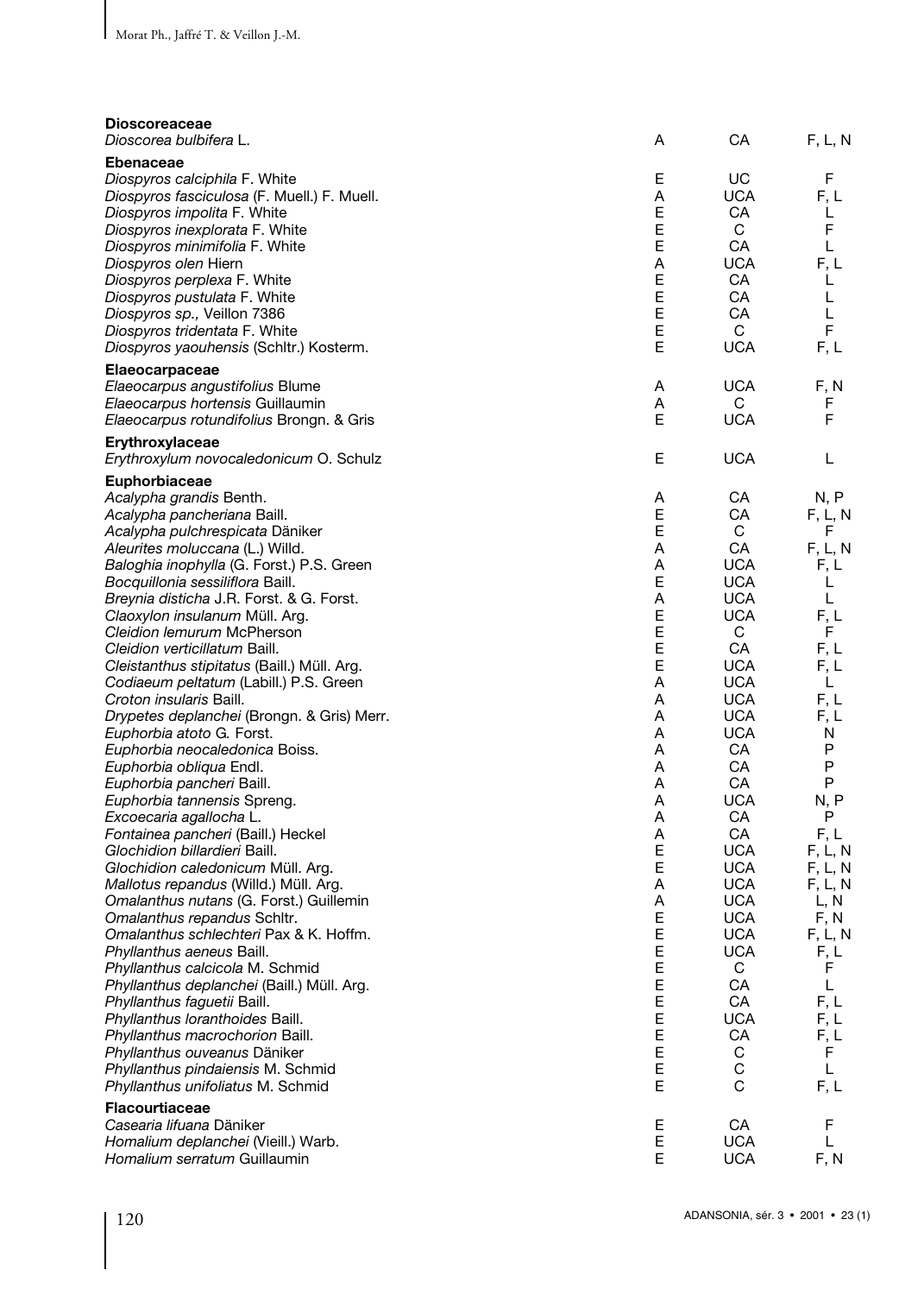| | | | |
|---|---|---|---|
| **Dioscoreaceae** | | | |
| *Dioscorea bulbifera* L. | A | CA | F, L, N |
| **Ebenaceae** | | | |
| *Diospyros calciphila* F. White | E | UC | F |
| *Diospyros fasciculosa* (F. Muell.) F. Muell. | A | UCA | F, L |
| *Diospyros impolita* F. White | E | CA | L |
| *Diospyros inexplorata* F. White | E | C | F |
| *Diospyros minimifolia* F. White | E | CA | L |
| *Diospyros olen* Hiern | A | UCA | F, L |
| *Diospyros perplexa* F. White | E | CA | L |
| *Diospyros pustulata* F. White | E | CA | L |
| *Diospyros sp.,* Veillon 7386 | E | CA | L |
| *Diospyros tridentata* F. White | E | C | F |
| *Diospyros yaouhensis* (Schltr.) Kosterm. | E | UCA | F, L |
| **Elaeocarpaceae** | | | |
| *Elaeocarpus angustifolius* Blume | A | UCA | F, N |
| *Elaeocarpus hortensis* Guillaumin | A | C | F |
| *Elaeocarpus rotundifolius* Brongn. & Gris | E | UCA | F |
| **Erythroxylaceae** | | | |
| *Erythroxylum novocaledonicum* O. Schulz | E | UCA | L |
| **Euphorbiaceae** | | | |
| *Acalypha grandis* Benth. | A | CA | N, P |
| *Acalypha pancheriana* Baill. | E | CA | F, L, N |
| *Acalypha pulchrespicata* Däniker | E | C | F |
| *Aleurites moluccana* (L.) Willd. | A | CA | F, L, N |
| *Baloghia inophylla* (G. Forst.) P.S. Green | A | UCA | F, L |
| *Bocquillonia sessiliflora* Baill. | E | UCA | L |
| *Breynia disticha* J.R. Forst. & G. Forst. | A | UCA | L |
| *Claoxylon insulanum* Müll. Arg. | E | UCA | F, L |
| *Cleidion lemurum* McPherson | E | C | F |
| *Cleidion verticillatum* Baill. | E | CA | F, L |
| *Cleistanthus stipitatus* (Baill.) Müll. Arg. | E | UCA | F, L |
| *Codiaeum peltatum* (Labill.) P.S. Green | A | UCA | L |
| *Croton insularis* Baill. | A | UCA | F, L |
| *Drypetes deplanchei* (Brongn. & Gris) Merr. | A | UCA | F, L |
| *Euphorbia atoto* G. Forst. | A | UCA | N |
| *Euphorbia neocaledonica* Boiss. | A | CA | P |
| *Euphorbia obliqua* Endl. | A | CA | P |
| *Euphorbia pancheri* Baill. | A | CA | P |
| *Euphorbia tannensis* Spreng. | A | UCA | N, P |
| *Excoecaria agallocha* L. | A | CA | P |
| *Fontainea pancheri* (Baill.) Heckel | A | CA | F, L |
| *Glochidion billardieri* Baill. | E | UCA | F, L, N |
| *Glochidion caledonicum* Müll. Arg. | E | UCA | F, L, N |
| *Mallotus repandus* (Willd.) Müll. Arg. | A | UCA | F, L, N |
| *Omalanthus nutans* (G. Forst.) Guillemin | A | UCA | L, N |
| *Omalanthus repandus* Schltr. | E | UCA | F, N |
| *Omalanthus schlechteri* Pax & K. Hoffm. | E | UCA | F, L, N |
| *Phyllanthus aeneus* Baill. | E | UCA | F, L |
| *Phyllanthus calcicola* M. Schmid | E | C | F |
| *Phyllanthus deplanchei* (Baill.) Müll. Arg. | E | CA | L |
| *Phyllanthus faguetii* Baill. | E | CA | F, L |
| *Phyllanthus loranthoides* Baill. | E | UCA | F, L |
| *Phyllanthus macrochorion* Baill. | E | CA | F, L |
| *Phyllanthus ouveanus* Däniker | E | C | F |
| *Phyllanthus pindaiensis* M. Schmid | E | C | L |
| *Phyllanthus unifoliatus* M. Schmid | E | C | F, L |
| **Flacourtiaceae** | | | |
| *Casearia lifuana* Däniker | E | CA | F |
| *Homalium deplanchei* (Vieill.) Warb. | E | UCA | L |
| *Homalium serratum* Guillaumin | E | UCA | F, N |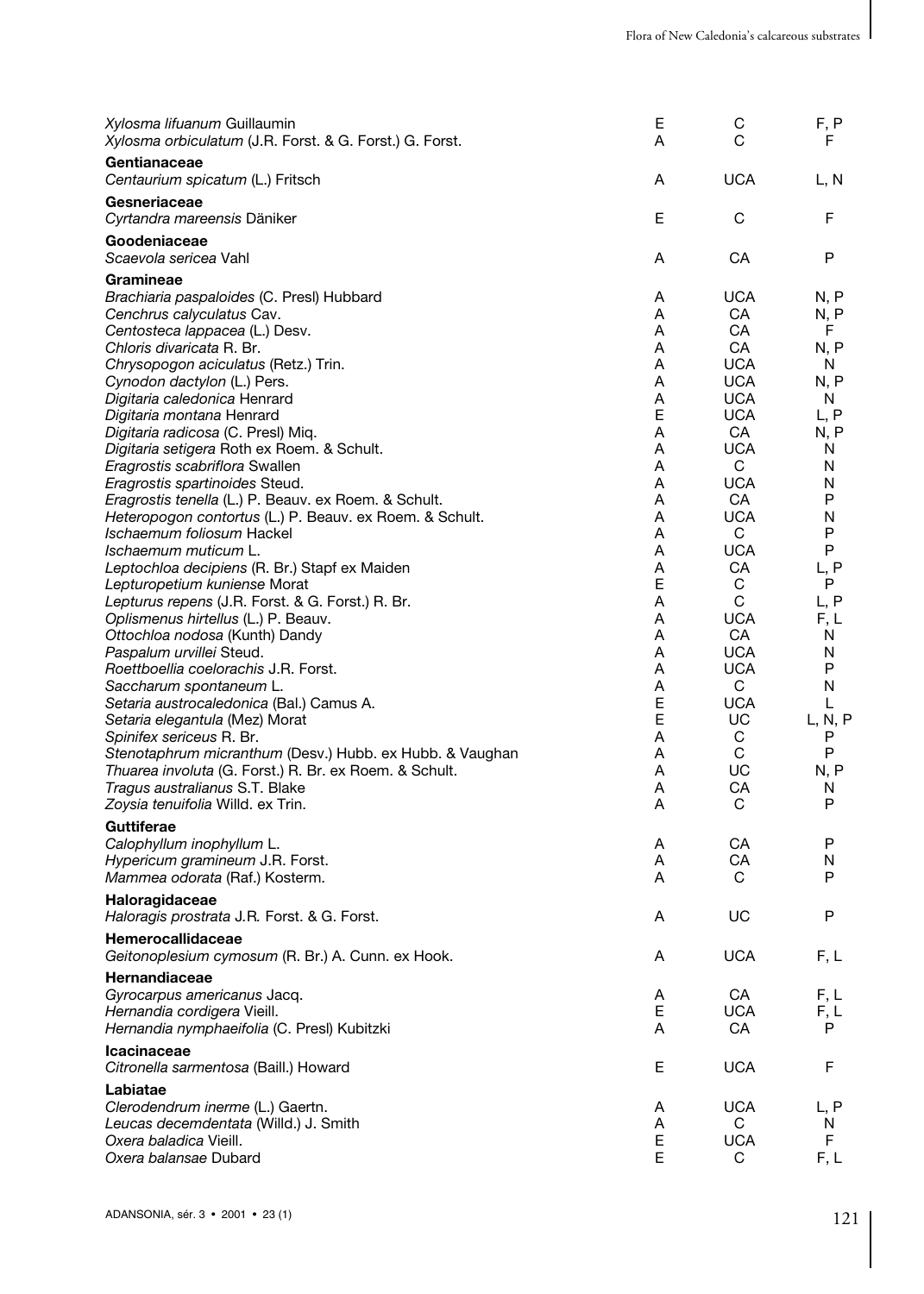| | | | |
|---|---|---|---|
| *Xylosma lifuanum* Guillaumin | E | C | F, P |
| *Xylosma orbiculatum* (J.R. Forst. & G. Forst.) G. Forst. | A | C | F |
| **Gentianaceae** | | | |
| *Centaurium spicatum* (L.) Fritsch | A | UCA | L, N |
| **Gesneriaceae** | | | |
| *Cyrtandra mareensis* Däniker | E | C | F |
| **Goodeniaceae** | | | |
| *Scaevola sericea* Vahl | A | CA | P |
| **Gramineae** | | | |
| *Brachiaria paspaloides* (C. Presl) Hubbard | A | UCA | N, P |
| *Cenchrus calyculatus* Cav. | A | CA | N, P |
| *Centosteca lappacea* (L.) Desv. | A | CA | F |
| *Chloris divaricata* R. Br. | A | CA | N, P |
| *Chrysopogon aciculatus* (Retz.) Trin. | A | UCA | N |
| *Cynodon dactylon* (L.) Pers. | A | UCA | N, P |
| *Digitaria caledonica* Henrard | A | UCA | N |
| *Digitaria montana* Henrard | E | UCA | L, P |
| *Digitaria radicosa* (C. Presl) Miq. | A | CA | N, P |
| *Digitaria setigera* Roth ex Roem. & Schult. | A | UCA | N |
| *Eragrostis scabriflora* Swallen | A | C | N |
| *Eragrostis spartinoides* Steud. | A | UCA | N |
| *Eragrostis tenella* (L.) P. Beauv. ex Roem. & Schult. | A | CA | P |
| *Heteropogon contortus* (L.) P. Beauv. ex Roem. & Schult. | A | UCA | N |
| *Ischaemum foliosum* Hackel | A | C | P |
| *Ischaemum muticum* L. | A | UCA | P |
| *Leptochloa decipiens* (R. Br.) Stapf ex Maiden | A | CA | L, P |
| *Lepturopetium kuniense* Morat | E | C | P |
| *Lepturus repens* (J.R. Forst. & G. Forst.) R. Br. | A | C | L, P |
| *Oplismenus hirtellus* (L.) P. Beauv. | A | UCA | F, L |
| *Ottochloa nodosa* (Kunth) Dandy | A | CA | N |
| *Paspalum urvillei* Steud. | A | UCA | N |
| *Roettboellia coelorachis* J.R. Forst. | A | UCA | P |
| *Saccharum spontaneum* L. | A | C | N |
| *Setaria austrocaledonica* (Bal.) Camus A. | E | UCA | L |
| *Setaria elegantula* (Mez) Morat | E | UC | L, N, P |
| *Spinifex sericeus* R. Br. | A | C | P |
| *Stenotaphrum micranthum* (Desv.) Hubb. ex Hubb. & Vaughan | A | C | P |
| *Thuarea involuta* (G. Forst.) R. Br. ex Roem. & Schult. | A | UC | N, P |
| *Tragus australianus* S.T. Blake | A | CA | N |
| *Zoysia tenuifolia* Willd. ex Trin. | A | C | P |
| **Guttiferae** | | | |
| *Calophyllum inophyllum* L. | A | CA | P |
| *Hypericum gramineum* J.R. Forst. | A | CA | N |
| *Mammea odorata* (Raf.) Kosterm. | A | C | P |
| **Haloragidaceae** | | | |
| *Haloragis prostrata* J.R. Forst. & G. Forst. | A | UC | P |
| **Hemerocallidaceae** | | | |
| *Geitonoplesium cymosum* (R. Br.) A. Cunn. ex Hook. | A | UCA | F, L |
| **Hernandiaceae** | | | |
| *Gyrocarpus americanus* Jacq. | A | CA | F, L |
| *Hernandia cordigera* Vieill. | E | UCA | F, L |
| *Hernandia nymphaeifolia* (C. Presl) Kubitzki | A | CA | P |
| **Icacinaceae** | | | |
| *Citronella sarmentosa* (Baill.) Howard | E | UCA | F |
| **Labiatae** | | | |
| *Clerodendrum inerme* (L.) Gaertn. | A | UCA | L, P |
| *Leucas decemdentata* (Willd.) J. Smith | A | C | N |
| *Oxera baladica* Vieill. | E | UCA | F |
| *Oxera balansae* Dubard | E | C | F, L |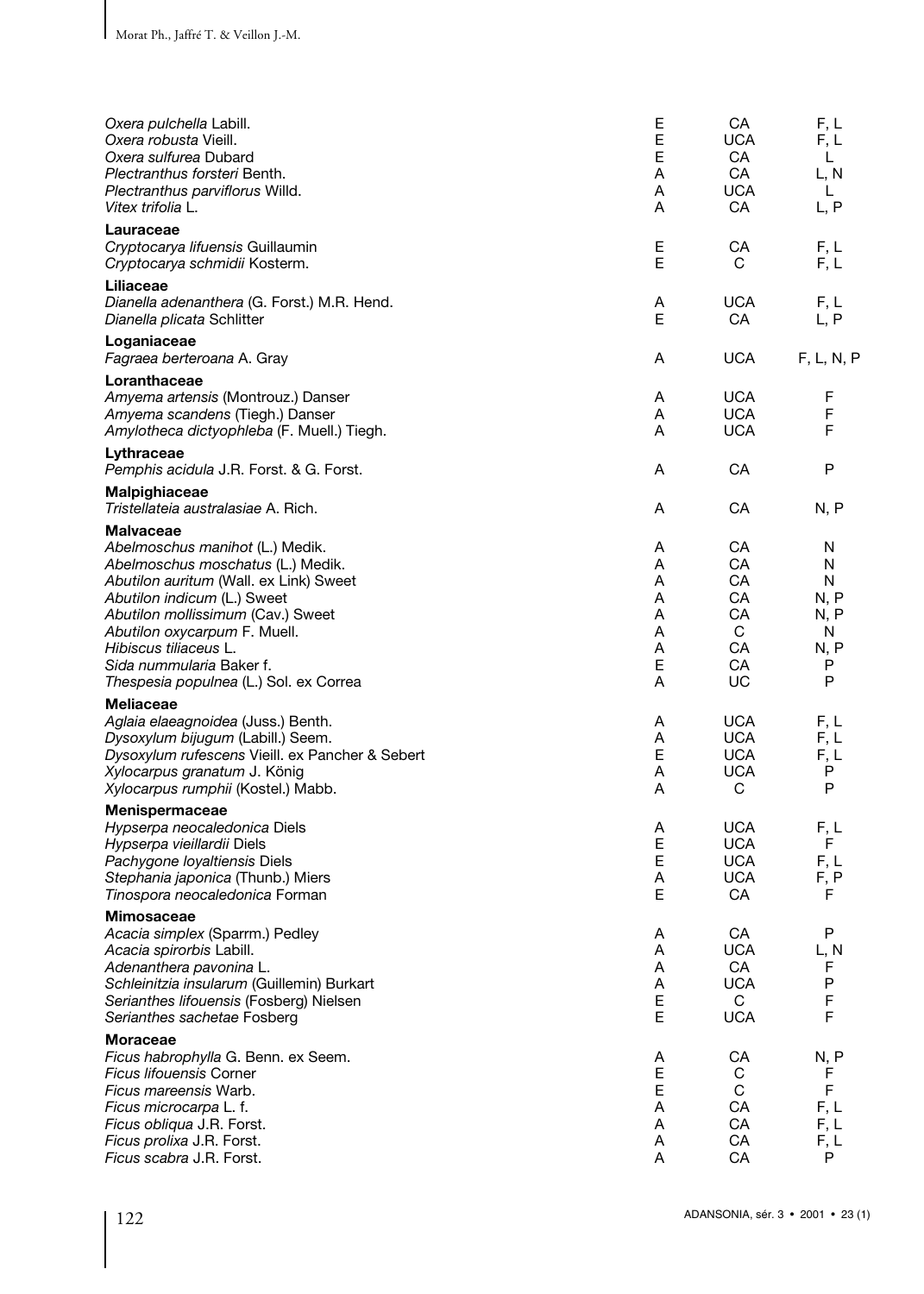| | | | |
|---|---|---|---|
| *Oxera pulchella* Labill. | E | CA | F, L |
| *Oxera robusta* Vieill. | E | UCA | F, L |
| *Oxera sulfurea* Dubard | E | CA | L |
| *Plectranthus forsteri* Benth. | A | CA | L, N |
| *Plectranthus parviflorus* Willd. | A | UCA | L |
| *Vitex trifolia* L. | A | CA | L, P |
| **Lauraceae** | | | |
| *Cryptocarya lifuensis* Guillaumin | E | CA | F, L |
| *Cryptocarya schmidii* Kosterm. | E | C | F, L |
| **Liliaceae** | | | |
| *Dianella adenanthera* (G. Forst.) M.R. Hend. | A | UCA | F, L |
| *Dianella plicata* Schlitter | E | CA | L, P |
| **Loganiaceae** | | | |
| *Fagraea berteroana* A. Gray | A | UCA | F, L, N, P |
| **Loranthaceae** | | | |
| *Amyema artensis* (Montrouz.) Danser | A | UCA | F |
| *Amyema scandens* (Tiegh.) Danser | A | UCA | F |
| *Amylotheca dictyophleba* (F. Muell.) Tiegh. | A | UCA | F |
| **Lythraceae** | | | |
| *Pemphis acidula* J.R. Forst. & G. Forst. | A | CA | P |
| **Malpighiaceae** | | | |
| *Tristellateia australasiae* A. Rich. | A | CA | N, P |
| **Malvaceae** | | | |
| *Abelmoschus manihot* (L.) Medik. | A | CA | N |
| *Abelmoschus moschatus* (L.) Medik. | A | CA | N |
| *Abutilon auritum* (Wall. ex Link) Sweet | A | CA | N |
| *Abutilon indicum* (L.) Sweet | A | CA | N, P |
| *Abutilon mollissimum* (Cav.) Sweet | A | CA | N, P |
| *Abutilon oxycarpum* F. Muell. | A | C | N |
| *Hibiscus tiliaceus* L. | A | CA | N, P |
| *Sida nummularia* Baker f. | E | CA | P |
| *Thespesia populnea* (L.) Sol. ex Correa | A | UC | P |
| **Meliaceae** | | | |
| *Aglaia elaeagnoidea* (Juss.) Benth. | A | UCA | F, L |
| *Dysoxylum bijugum* (Labill.) Seem. | A | UCA | F, L |
| *Dysoxylum rufescens* Vieill. ex Pancher & Sebert | E | UCA | F, L |
| *Xylocarpus granatum* J. König | A | UCA | P |
| *Xylocarpus rumphii* (Kostel.) Mabb. | A | C | P |
| **Menispermaceae** | | | |
| *Hypserpa neocaledonica* Diels | A | UCA | F, L |
| *Hypserpa vieillardii* Diels | E | UCA | F |
| *Pachygone loyaltiensis* Diels | E | UCA | F, L |
| *Stephania japonica* (Thunb.) Miers | A | UCA | F, P |
| *Tinospora neocaledonica* Forman | E | CA | F |
| **Mimosaceae** | | | |
| *Acacia simplex* (Sparrm.) Pedley | A | CA | P |
| *Acacia spirorbis* Labill. | A | UCA | L, N |
| *Adenanthera pavonina* L. | A | CA | F |
| *Schleinitzia insularum* (Guillemin) Burkart | A | UCA | P |
| *Serianthes lifouensis* (Fosberg) Nielsen | E | C | F |
| *Serianthes sachetae* Fosberg | E | UCA | F |
| **Moraceae** | | | |
| *Ficus habrophylla* G. Benn. ex Seem. | A | CA | N, P |
| *Ficus lifouensis* Corner | E | C | F |
| *Ficus mareensis* Warb. | E | C | F |
| *Ficus microcarpa* L. f. | A | CA | F, L |
| *Ficus obliqua* J.R. Forst. | A | CA | F, L |
| *Ficus prolixa* J.R. Forst. | A | CA | F, L |
| *Ficus scabra* J.R. Forst. | A | CA | P |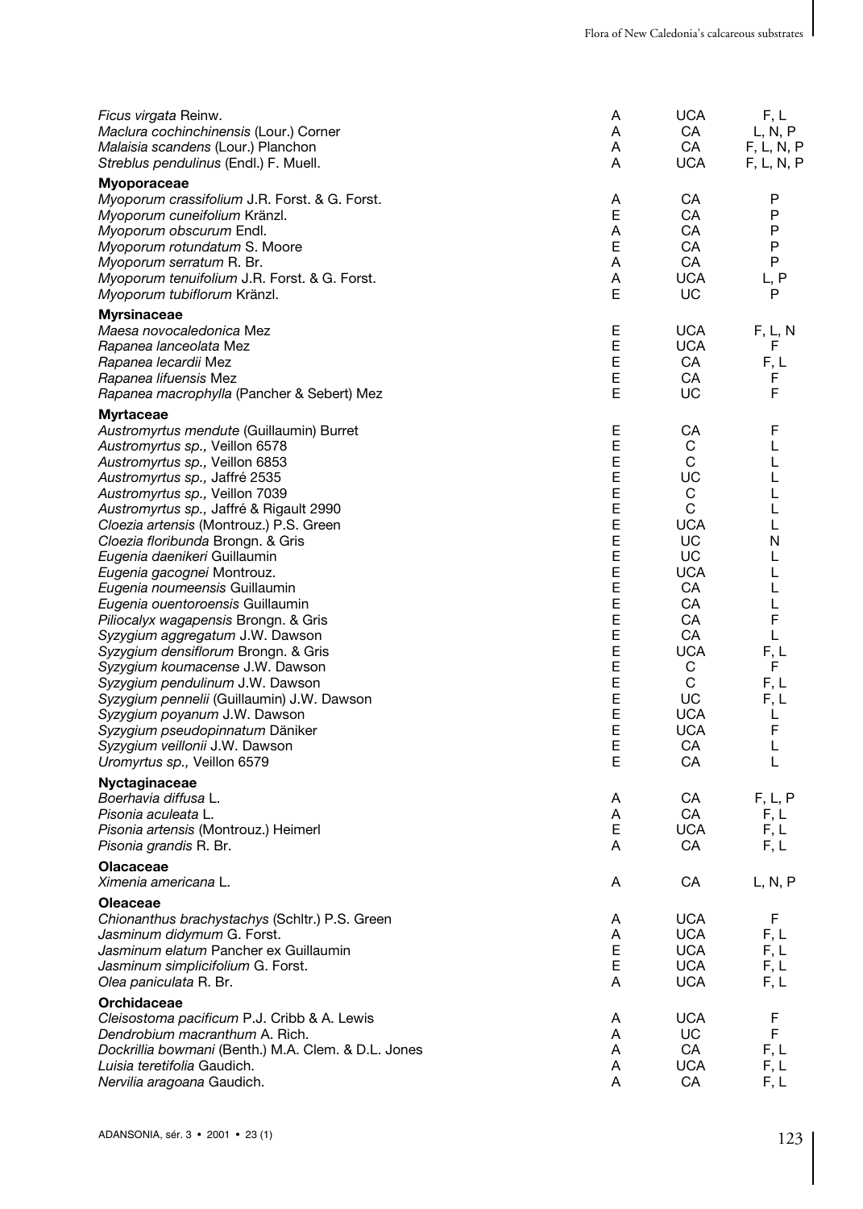| | | | |
|---|---|---|---|
| *Ficus virgata* Reinw. | A | UCA | F, L |
| *Maclura cochinchinensis* (Lour.) Corner | A | CA | L, N, P |
| *Malaisia scandens* (Lour.) Planchon | A | CA | F, L, N, P |
| *Streblus pendulinus* (Endl.) F. Muell. | A | UCA | F, L, N, P |
| **Myoporaceae** | | | |
| *Myoporum crassifolium* J.R. Forst. & G. Forst. | A | CA | P |
| *Myoporum cuneifolium* Kränzl. | E | CA | P |
| *Myoporum obscurum* Endl. | A | CA | P |
| *Myoporum rotundatum* S. Moore | E | CA | P |
| *Myoporum serratum* R. Br. | A | CA | P |
| *Myoporum tenuifolium* J.R. Forst. & G. Forst. | A | UCA | L, P |
| *Myoporum tubiflorum* Kränzl. | E | UC | P |
| **Myrsinaceae** | | | |
| *Maesa novocaledonica* Mez | E | UCA | F, L, N |
| *Rapanea lanceolata* Mez | E | UCA | F |
| *Rapanea lecardii* Mez | E | CA | F, L |
| *Rapanea lifuensis* Mez | E | CA | F |
| *Rapanea macrophylla* (Pancher & Sebert) Mez | E | UC | F |
| **Myrtaceae** | | | |
| *Austromyrtus mendute* (Guillaumin) Burret | E | CA | F |
| *Austromyrtus sp.,* Veillon 6578 | E | C | L |
| *Austromyrtus sp.,* Veillon 6853 | E | C | L |
| *Austromyrtus sp.,* Jaffré 2535 | E | UC | L |
| *Austromyrtus sp.,* Veillon 7039 | E | C | L |
| *Austromyrtus sp.,* Jaffré & Rigault 2990 | E | C | L |
| *Cloezia artensis* (Montrouz.) P.S. Green | E | UCA | L |
| *Cloezia floribunda* Brongn. & Gris | E | UC | N |
| *Eugenia daenikeri* Guillaumin | E | UC | L |
| *Eugenia gacognei* Montrouz. | E | UCA | L |
| *Eugenia noumeensis* Guillaumin | E | CA | L |
| *Eugenia ouentoroensis* Guillaumin | E | CA | L |
| *Piliocalyx wagapensis* Brongn. & Gris | E | CA | F |
| *Syzygium aggregatum* J.W. Dawson | E | CA | L |
| *Syzygium densiflorum* Brongn. & Gris | E | UCA | F, L |
| *Syzygium koumacense* J.W. Dawson | E | C | F |
| *Syzygium pendulinum* J.W. Dawson | E | C | F, L |
| *Syzygium pennelii* (Guillaumin) J.W. Dawson | E | UC | F, L |
| *Syzygium poyanum* J.W. Dawson | E | UCA | L |
| *Syzygium pseudopinnatum* Däniker | E | UCA | F |
| *Syzygium veillonii* J.W. Dawson | E | CA | L |
| *Uromyrtus sp.,* Veillon 6579 | E | CA | L |
| **Nyctaginaceae** | | | |
| *Boerhavia diffusa* L. | A | CA | F, L, P |
| *Pisonia aculeata* L. | A | CA | F, L |
| *Pisonia artensis* (Montrouz.) Heimerl | E | UCA | F, L |
| *Pisonia grandis* R. Br. | A | CA | F, L |
| **Olacaceae** | | | |
| *Ximenia americana* L. | A | CA | L, N, P |
| **Oleaceae** | | | |
| *Chionanthus brachystachys* (Schltr.) P.S. Green | A | UCA | F |
| *Jasminum didymum* G. Forst. | A | UCA | F, L |
| *Jasminum elatum* Pancher ex Guillaumin | E | UCA | F, L |
| *Jasminum simplicifolium* G. Forst. | E | UCA | F, L |
| *Olea paniculata* R. Br. | A | UCA | F, L |
| **Orchidaceae** | | | |
| *Cleisostoma pacificum* P.J. Cribb & A. Lewis | A | UCA | F |
| *Dendrobium macranthum* A. Rich. | A | UC | F |
| *Dockrillia bowmani* (Benth.) M.A. Clem. & D.L. Jones | A | CA | F, L |
| *Luisia teretifolia* Gaudich. | A | UCA | F, L |
| *Nervilia aragoana* Gaudich. | A | CA | F, L |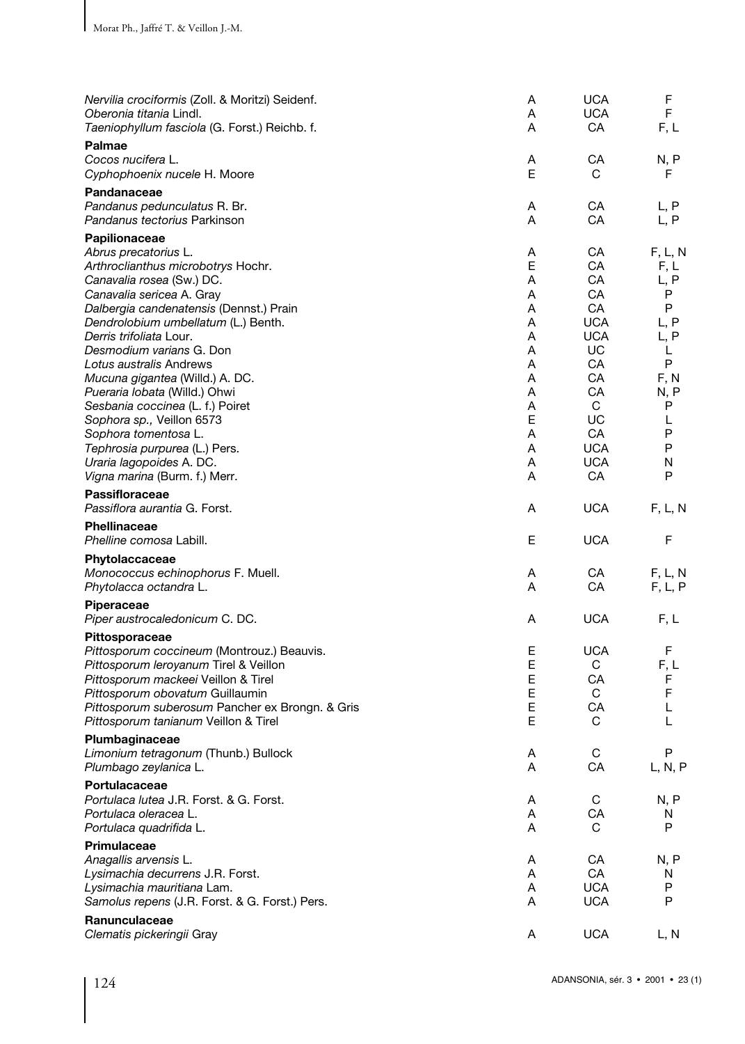| | | | |
|---|---|---|---|
| *Nervilia crociformis* (Zoll. & Moritzi) Seidenf. | A | UCA | F |
| *Oberonia titania* Lindl. | A | UCA | F |
| *Taeniophyllum fasciola* (G. Forst.) Reichb. f. | A | CA | F, L |
| **Palmae** | | | |
| *Cocos nucifera* L. | A | CA | N, P |
| *Cyphophoenix nucele* H. Moore | E | C | F |
| **Pandanaceae** | | | |
| *Pandanus pedunculatus* R. Br. | A | CA | L, P |
| *Pandanus tectorius* Parkinson | A | CA | L, P |
| **Papilionaceae** | | | |
| *Abrus precatorius* L. | A | CA | F, L, N |
| *Arthroclianthus microbotrys* Hochr. | E | CA | F, L |
| *Canavalia rosea* (Sw.) DC. | A | CA | L, P |
| *Canavalia sericea* A. Gray | A | CA | P |
| *Dalbergia candenatensis* (Dennst.) Prain | A | CA | P |
| *Dendrolobium umbellatum* (L.) Benth. | A | UCA | L, P |
| *Derris trifoliata* Lour. | A | UCA | L, P |
| *Desmodium varians* G. Don | A | UC | L |
| *Lotus australis* Andrews | A | CA | P |
| *Mucuna gigantea* (Willd.) A. DC. | A | CA | F, N |
| *Pueraria lobata* (Willd.) Ohwi | A | CA | N, P |
| *Sesbania coccinea* (L. f.) Poiret | A | C | P |
| *Sophora sp.,* Veillon 6573 | E | UC | L |
| *Sophora tomentosa* L. | A | CA | P |
| *Tephrosia purpurea* (L.) Pers. | A | UCA | P |
| *Uraria lagopoides* A. DC. | A | UCA | N |
| *Vigna marina* (Burm. f.) Merr. | A | CA | P |
| **Passifloraceae** | | | |
| *Passiflora aurantia* G. Forst. | A | UCA | F, L, N |
| **Phellinaceae** | | | |
| *Phelline comosa* Labill. | E | UCA | F |
| **Phytolaccaceae** | | | |
| *Monococcus echinophorus* F. Muell. | A | CA | F, L, N |
| *Phytolacca octandra* L. | A | CA | F, L, P |
| **Piperaceae** | | | |
| *Piper austrocaledonicum* C. DC. | A | UCA | F, L |
| **Pittosporaceae** | | | |
| *Pittosporum coccineum* (Montrouz.) Beauvis. | E | UCA | F |
| *Pittosporum leroyanum* Tirel & Veillon | E | C | F, L |
| *Pittosporum mackeei* Veillon & Tirel | E | CA | F |
| *Pittosporum obovatum* Guillaumin | E | C | F |
| *Pittosporum suberosum* Pancher ex Brongn. & Gris | E | CA | L |
| *Pittosporum tanianum* Veillon & Tirel | E | C | L |
| **Plumbaginaceae** | | | |
| *Limonium tetragonum* (Thunb.) Bullock | A | C | P |
| *Plumbago zeylanica* L. | A | CA | L, N, P |
| **Portulacaceae** | | | |
| *Portulaca lutea* J.R. Forst. & G. Forst. | A | C | N, P |
| *Portulaca oleracea* L. | A | CA | N |
| *Portulaca quadrifida* L. | A | C | P |
| **Primulaceae** | | | |
| *Anagallis arvensis* L. | A | CA | N, P |
| *Lysimachia decurrens* J.R. Forst. | A | CA | N |
| *Lysimachia mauritiana* Lam. | A | UCA | P |
| *Samolus repens* (J.R. Forst. & G. Forst.) Pers. | A | UCA | P |
| **Ranunculaceae** | | | |
| *Clematis pickeringii* Gray | A | UCA | L, N |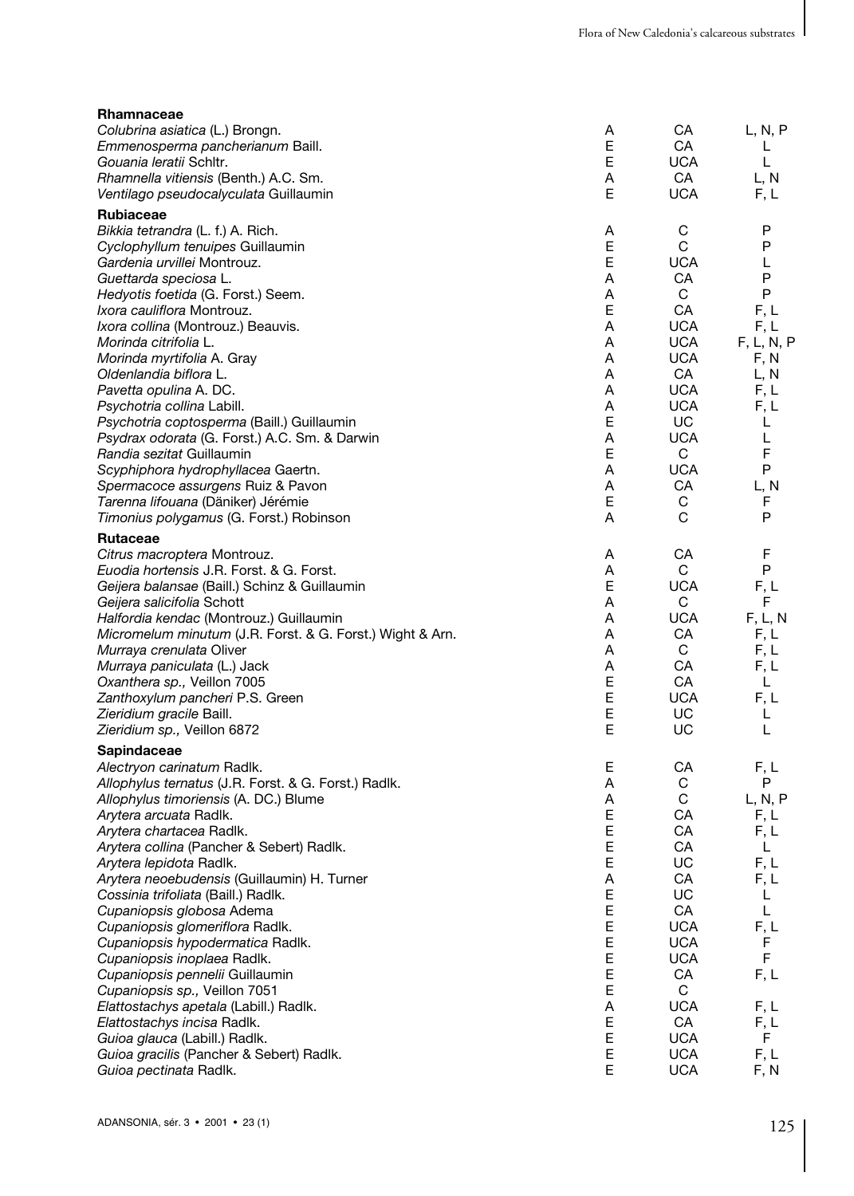| | | | |
|---|---|---|---|
| **Rhamnaceae** | | | |
| *Colubrina asiatica* (L.) Brongn. | A | CA | L, N, P |
| *Emmenosperma pancherianum* Baill. | E | CA | L |
| *Gouania leratii* Schltr. | E | UCA | L |
| *Rhamnella vitiensis* (Benth.) A.C. Sm. | A | CA | L, N |
| *Ventilago pseudocalyculata* Guillaumin | E | UCA | F, L |
| **Rubiaceae** | | | |
| *Bikkia tetrandra* (L. f.) A. Rich. | A | C | P |
| *Cyclophyllum tenuipes* Guillaumin | E | C | P |
| *Gardenia urvillei* Montrouz. | E | UCA | L |
| *Guettarda speciosa* L. | A | CA | P |
| *Hedyotis foetida* (G. Forst.) Seem. | A | C | P |
| *Ixora cauliflora* Montrouz. | E | CA | F, L |
| *Ixora collina* (Montrouz.) Beauvis. | A | UCA | F, L |
| *Morinda citrifolia* L. | A | UCA | F, L, N, P |
| *Morinda myrtifolia* A. Gray | A | UCA | F, N |
| *Oldenlandia biflora* L. | A | CA | L, N |
| *Pavetta opulina* A. DC. | A | UCA | F, L |
| *Psychotria collina* Labill. | A | UCA | F, L |
| *Psychotria coptosperma* (Baill.) Guillaumin | E | UC | L |
| *Psydrax odorata* (G. Forst.) A.C. Sm. & Darwin | A | UCA | L |
| *Randia sezitat* Guillaumin | E | C | F |
| *Scyphiphora hydrophyllacea* Gaertn. | A | UCA | P |
| *Spermacoce assurgens* Ruiz & Pavon | A | CA | L, N |
| *Tarenna lifouana* (Däniker) Jérémie | E | C | F |
| *Timonius polygamus* (G. Forst.) Robinson | A | C | P |
| **Rutaceae** | | | |
| *Citrus macroptera* Montrouz. | A | CA | F |
| *Euodia hortensis* J.R. Forst. & G. Forst. | A | C | P |
| *Geijera balansae* (Baill.) Schinz & Guillaumin | E | UCA | F, L |
| *Geijera salicifolia* Schott | A | C | F |
| *Halfordia kendac* (Montrouz.) Guillaumin | A | UCA | F, L, N |
| *Micromelum minutum* (J.R. Forst. & G. Forst.) Wight & Arn. | A | CA | F, L |
| *Murraya crenulata* Oliver | A | C | F, L |
| *Murraya paniculata* (L.) Jack | A | CA | F, L |
| *Oxanthera sp.,* Veillon 7005 | E | CA | L |
| *Zanthoxylum pancheri* P.S. Green | E | UCA | F, L |
| *Zieridium gracile* Baill. | E | UC | L |
| *Zieridium sp.,* Veillon 6872 | E | UC | L |
| **Sapindaceae** | | | |
| *Alectryon carinatum* Radlk. | E | CA | F, L |
| *Allophylus ternatus* (J.R. Forst. & G. Forst.) Radlk. | A | C | P |
| *Allophylus timoriensis* (A. DC.) Blume | A | C | L, N, P |
| *Arytera arcuata* Radlk. | E | CA | F, L |
| *Arytera chartacea* Radlk. | E | CA | F, L |
| *Arytera collina* (Pancher & Sebert) Radlk. | E | CA | L |
| *Arytera lepidota* Radlk. | E | UC | F, L |
| *Arytera neoebudensis* (Guillaumin) H. Turner | A | CA | F, L |
| *Cossinia trifoliata* (Baill.) Radlk. | E | UC | L |
| *Cupaniopsis globosa* Adema | E | CA | L |
| *Cupaniopsis glomeriflora* Radlk. | E | UCA | F, L |
| *Cupaniopsis hypodermatica* Radlk. | E | UCA | F |
| *Cupaniopsis inoplaea* Radlk. | E | UCA | F |
| *Cupaniopsis pennelii* Guillaumin | E | CA | F, L |
| *Cupaniopsis sp.,* Veillon 7051 | E | C | |
| *Elattostachys apetala* (Labill.) Radlk. | A | UCA | F, L |
| *Elattostachys incisa* Radlk. | E | CA | F, L |
| *Guioa glauca* (Labill.) Radlk. | E | UCA | F |
| *Guioa gracilis* (Pancher & Sebert) Radlk. | E | UCA | F, L |
| *Guioa pectinata* Radlk. | E | UCA | F, N |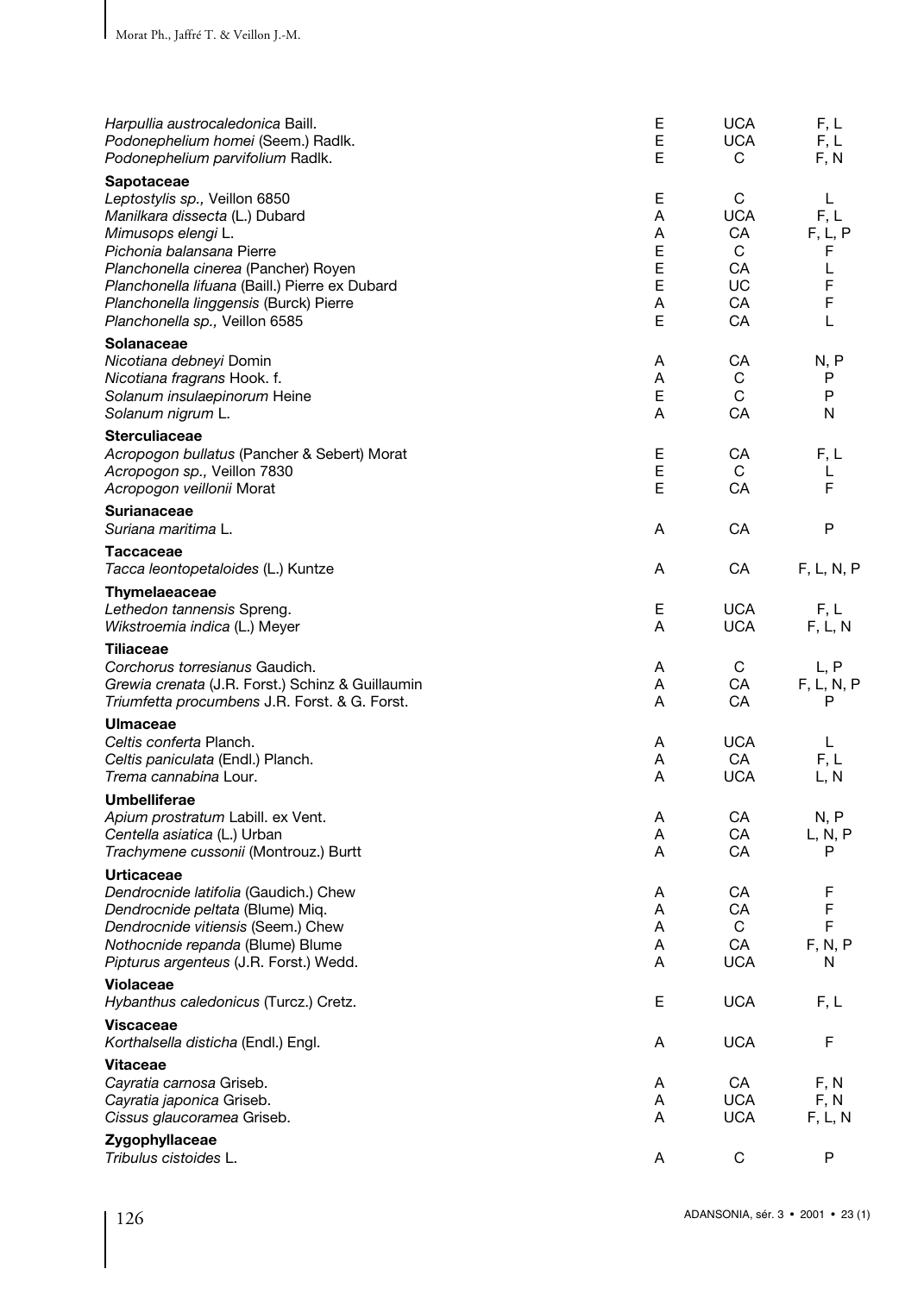| | | | |
|---|---|---|---|
| *Harpullia austrocaledonica* Baill. | E | UCA | F, L |
| *Podonephelium homei* (Seem.) Radlk. | E | UCA | F, L |
| *Podonephelium parvifolium* Radlk. | E | C | F, N |
| **Sapotaceae** | | | |
| *Leptostylis sp.,* Veillon 6850 | E | C | L |
| *Manilkara dissecta* (L.) Dubard | A | UCA | F, L |
| *Mimusops elengi* L. | A | CA | F, L, P |
| *Pichonia balansana* Pierre | E | C | F |
| *Planchonella cinerea* (Pancher) Royen | E | CA | L |
| *Planchonella lifuana* (Baill.) Pierre ex Dubard | E | UC | F |
| *Planchonella linggensis* (Burck) Pierre | A | CA | F |
| *Planchonella sp.,* Veillon 6585 | E | CA | L |
| **Solanaceae** | | | |
| *Nicotiana debneyi* Domin | A | CA | N, P |
| *Nicotiana fragrans* Hook. f. | A | C | P |
| *Solanum insulaepinorum* Heine | E | C | P |
| *Solanum nigrum* L. | A | CA | N |
| **Sterculiaceae** | | | |
| *Acropogon bullatus* (Pancher & Sebert) Morat | E | CA | F, L |
| *Acropogon sp.,* Veillon 7830 | E | C | L |
| *Acropogon veillonii* Morat | E | CA | F |
| **Surianaceae** | | | |
| *Suriana maritima* L. | A | CA | P |
| **Taccaceae** | | | |
| *Tacca leontopetaloides* (L.) Kuntze | A | CA | F, L, N, P |
| **Thymelaeaceae** | | | |
| *Lethedon tannensis* Spreng. | E | UCA | F, L |
| *Wikstroemia indica* (L.) Meyer | A | UCA | F, L, N |
| **Tiliaceae** | | | |
| *Corchorus torresianus* Gaudich. | A | C | L, P |
| *Grewia crenata* (J.R. Forst.) Schinz & Guillaumin | A | CA | F, L, N, P |
| *Triumfetta procumbens* J.R. Forst. & G. Forst. | A | CA | P |
| **Ulmaceae** | | | |
| *Celtis conferta* Planch. | A | UCA | L |
| *Celtis paniculata* (Endl.) Planch. | A | CA | F, L |
| *Trema cannabina* Lour. | A | UCA | L, N |
| **Umbelliferae** | | | |
| *Apium prostratum* Labill. ex Vent. | A | CA | N, P |
| *Centella asiatica* (L.) Urban | A | CA | L, N, P |
| *Trachymene cussonii* (Montrouz.) Burtt | A | CA | P |
| **Urticaceae** | | | |
| *Dendrocnide latifolia* (Gaudich.) Chew | A | CA | F |
| *Dendrocnide peltata* (Blume) Miq. | A | CA | F |
| *Dendrocnide vitiensis* (Seem.) Chew | A | C | F |
| *Nothocnide repanda* (Blume) Blume | A | CA | F, N, P |
| *Pipturus argenteus* (J.R. Forst.) Wedd. | A | UCA | N |
| **Violaceae** | | | |
| *Hybanthus caledonicus* (Turcz.) Cretz. | E | UCA | F, L |
| **Viscaceae** | | | |
| *Korthalsella disticha* (Endl.) Engl. | A | UCA | F |
| **Vitaceae** | | | |
| *Cayratia carnosa* Griseb. | A | CA | F, N |
| *Cayratia japonica* Griseb. | A | UCA | F, N |
| *Cissus glaucoramea* Griseb. | A | UCA | F, L, N |
| **Zygophyllaceae** | | | |
| *Tribulus cistoides* L. | A | C | P |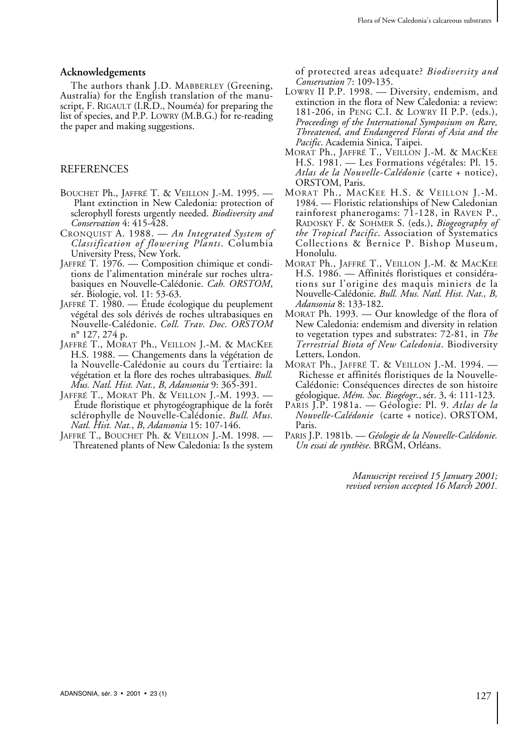## Acknowledgements

The authors thank J.D. MABBERLEY (Greening, Australia) for the English translation of the manuscript, F. RIGAULT (I.R.D., Nouméa) for preparing the list of species, and P.P. LOWRY (M.B.G.) for re-reading the paper and making suggestions.

## REFERENCES

BOUCHET Ph., JAFFRÉ T. & VEILLON J.-M. 1995. — Plant extinction in New Caledonia: protection of sclerophyll forests urgently needed. *Biodiversity and Conservation* 4: 415-428.

CRONQUIST A. 1988. — *An Integrated System of Classification of flowering Plants*. Columbia University Press, New York.

JAFFRÉ T. 1976. — Composition chimique et conditions de l'alimentation minérale sur roches ultrabasiques en Nouvelle-Calédonie. *Cah. ORSTOM*, sér. Biologie, vol. 11: 53-63.

JAFFRÉ T. 1980. — Étude écologique du peuplement végétal des sols dérivés de roches ultrabasiques en Nouvelle-Calédonie. *Coll. Trav. Doc. ORSTOM* n° 127, 274 p.

JAFFRÉ T., MORAT Ph., VEILLON J.-M. & MACKEE H.S. 1988. — Changements dans la végétation de la Nouvelle-Calédonie au cours du Tertiaire: la végétation et la flore des roches ultrabasiques. *Bull. Mus. Natl. Hist. Nat., B, Adansonia* 9: 365-391.

JAFFRÉ T., MORAT Ph. & VEILLON J.-M. 1993. — Étude floristique et phytogéographique de la forêt sclérophylle de Nouvelle-Calédonie. *Bull. Mus. Natl. Hist. Nat., B, Adansonia* 15: 107-146.

JAFFRÉ T., BOUCHET Ph. & VEILLON J.-M. 1998. — Threatened plants of New Caledonia: Is the system of protected areas adequate? *Biodiversity and Conservation* 7: 109-135.

LOWRY II P.P. 1998. — Diversity, endemism, and extinction in the flora of New Caledonia: a review: 181-206, in PENG C.I. & LOWRY II P.P. (eds.), *Proceedings of the International Symposium on Rare, Threatened, and Endangered Floras of Asia and the Pacific*. Academia Sinica, Taipei.

MORAT Ph., JAFFRÉ T., VEILLON J.-M. & MACKEE H.S. 1981. — Les Formations végétales: Pl. 15. *Atlas de la Nouvelle-Calédonie* (carte + notice), ORSTOM, Paris.

MORAT Ph., MACKEE H.S. & VEILLON J.-M. 1984. — Floristic relationships of New Caledonian rainforest phanerogams: 71-128, in RAVEN P., RADOSKY F. & SOHMER S. (eds.), *Biogeography of the Tropical Pacific*. Association of Systematics Collections & Bernice P. Bishop Museum, Honolulu.

MORAT Ph., JAFFRÉ T., VEILLON J.-M. & MACKEE H.S. 1986. — Affinités floristiques et considérations sur l'origine des maquis miniers de la Nouvelle-Calédonie. *Bull. Mus. Natl. Hist. Nat., B, Adansonia* 8: 133-182.

MORAT Ph. 1993. — Our knowledge of the flora of New Caledonia: endemism and diversity in relation to vegetation types and substrates: 72-81, in *The Terrestrial Biota of New Caledonia*. Biodiversity Letters, London.

MORAT Ph., JAFFRÉ T. & VEILLON J.-M. 1994. — Richesse et affinités floristiques de la Nouvelle-Calédonie: Conséquences directes de son histoire géologique. *Mém. Soc. Biogéogr.*, sér. 3, 4: 111-123.

PARIS J.P. 1981a. — Géologie: Pl. 9. *Atlas de la Nouvelle-Calédonie* (carte + notice). ORSTOM, Paris.

PARIS J.P. 1981b. — *Géologie de la Nouvelle-Calédonie. Un essai de synthèse*. BRGM, Orléans.

*Manuscript received 15 January 2001;*
*revised version accepted 16 March 2001.*